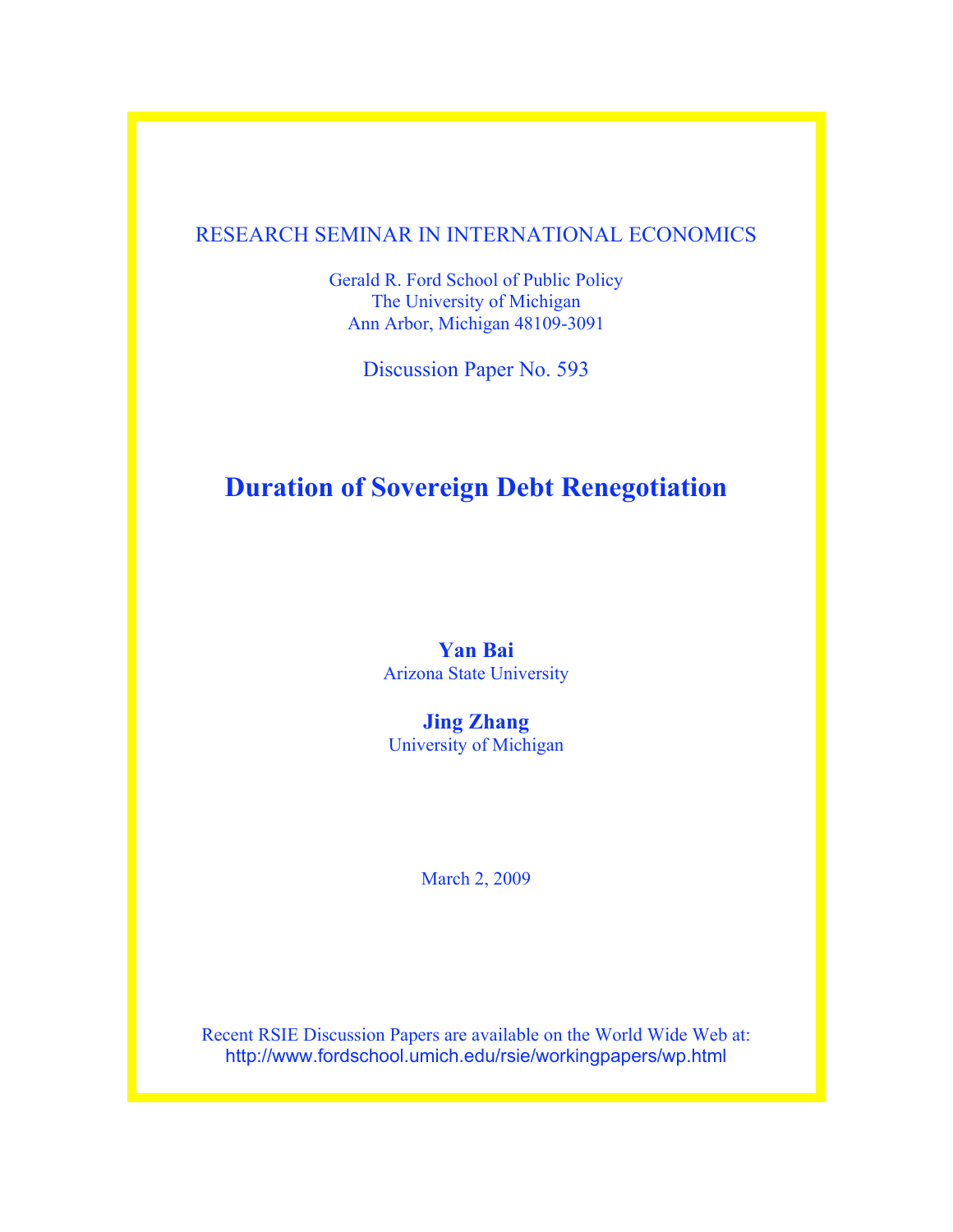RESEARCH SEMINAR IN INTERNATIONAL ECONOMICS

Gerald R. Ford School of Public Policy
The University of Michigan
Ann Arbor, Michigan 48109-3091

Discussion Paper No. 593

# Duration of Sovereign Debt Renegotiation

**Yan Bai**
Arizona State University

**Jing Zhang**
University of Michigan

March 2, 2009

Recent RSIE Discussion Papers are available on the World Wide Web at:
http://www.fordschool.umich.edu/rsie/workingpapers/wp.html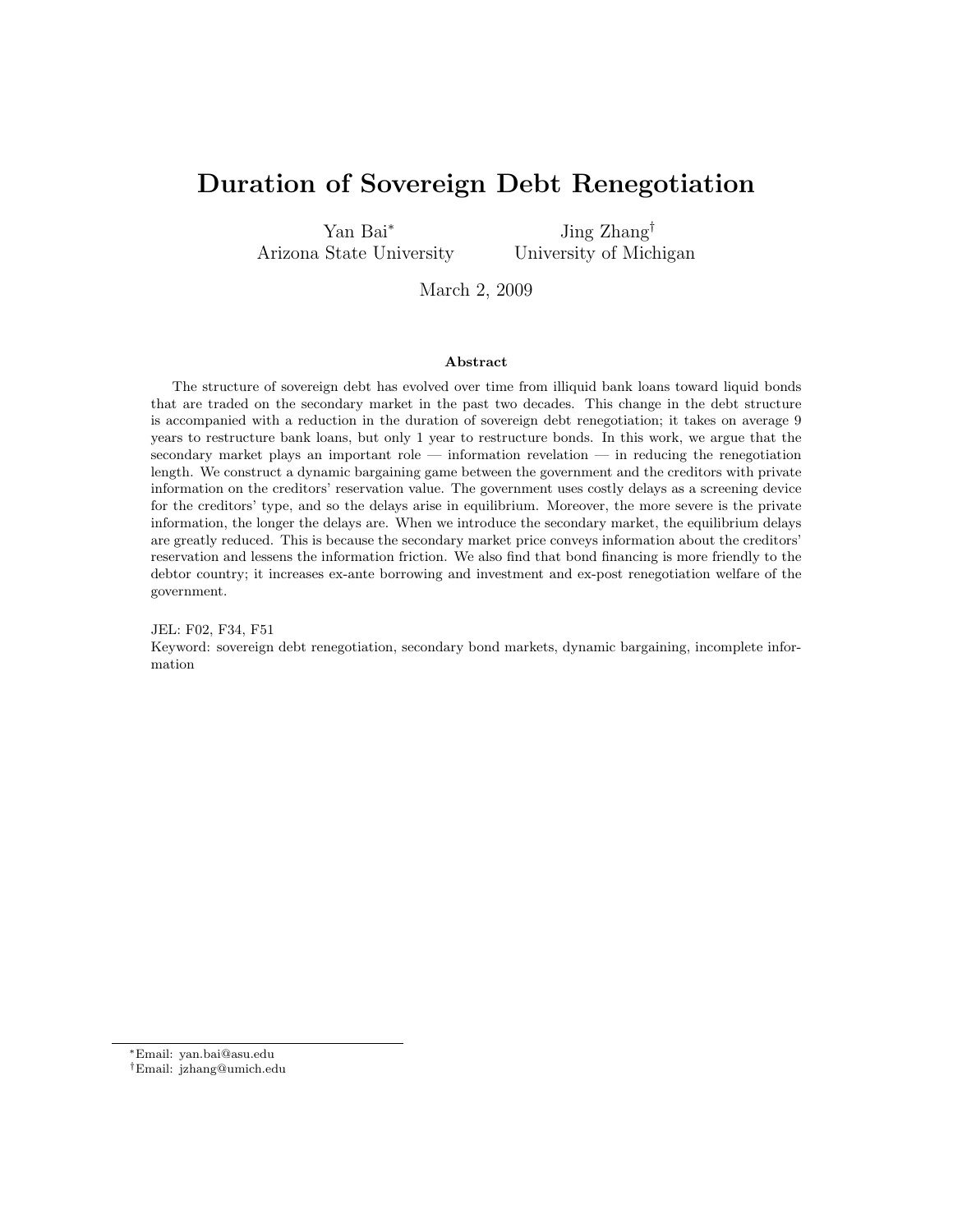# Duration of Sovereign Debt Renegotiation

Yan Bai[*]
Arizona State University

Jing Zhang[†]
University of Michigan

March 2, 2009

## Abstract

The structure of sovereign debt has evolved over time from illiquid bank loans toward liquid bonds that are traded on the secondary market in the past two decades. This change in the debt structure is accompanied with a reduction in the duration of sovereign debt renegotiation; it takes on average 9 years to restructure bank loans, but only 1 year to restructure bonds. In this work, we argue that the secondary market plays an important role — information revelation — in reducing the renegotiation length. We construct a dynamic bargaining game between the government and the creditors with private information on the creditors' reservation value. The government uses costly delays as a screening device for the creditors' type, and so the delays arise in equilibrium. Moreover, the more severe is the private information, the longer the delays are. When we introduce the secondary market, the equilibrium delays are greatly reduced. This is because the secondary market price conveys information about the creditors' reservation and lessens the information friction. We also find that bond financing is more friendly to the debtor country; it increases ex-ante borrowing and investment and ex-post renegotiation welfare of the government.

JEL: F02, F34, F51

Keyword: sovereign debt renegotiation, secondary bond markets, dynamic bargaining, incomplete information

---

[*]Email: yan.bai@asu.edu

[†]Email: jzhang@umich.edu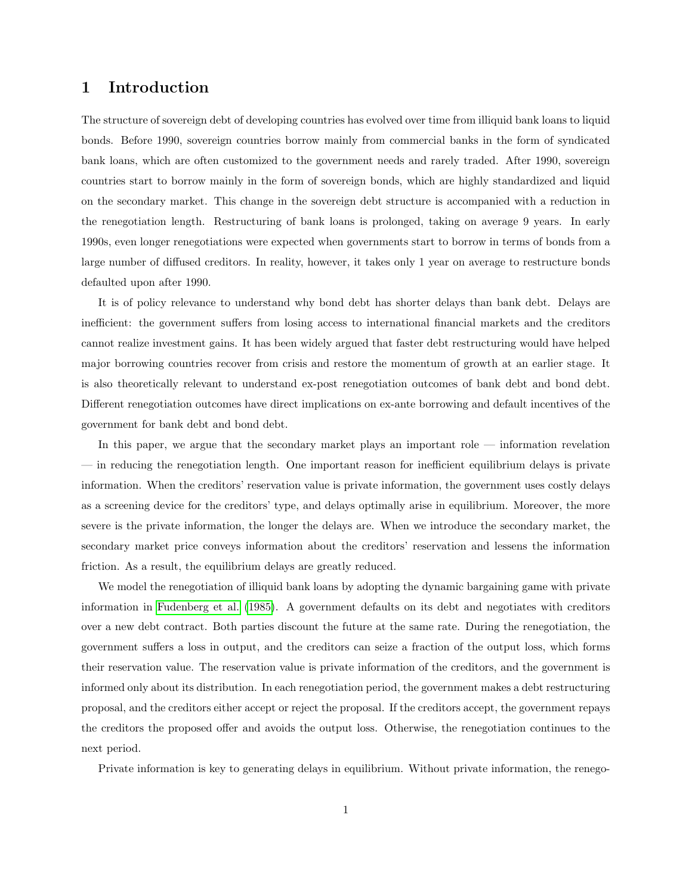# 1 Introduction

The structure of sovereign debt of developing countries has evolved over time from illiquid bank loans to liquid bonds. Before 1990, sovereign countries borrow mainly from commercial banks in the form of syndicated bank loans, which are often customized to the government needs and rarely traded. After 1990, sovereign countries start to borrow mainly in the form of sovereign bonds, which are highly standardized and liquid on the secondary market. This change in the sovereign debt structure is accompanied with a reduction in the renegotiation length. Restructuring of bank loans is prolonged, taking on average 9 years. In early 1990s, even longer renegotiations were expected when governments start to borrow in terms of bonds from a large number of diffused creditors. In reality, however, it takes only 1 year on average to restructure bonds defaulted upon after 1990.

It is of policy relevance to understand why bond debt has shorter delays than bank debt. Delays are inefficient: the government suffers from losing access to international financial markets and the creditors cannot realize investment gains. It has been widely argued that faster debt restructuring would have helped major borrowing countries recover from crisis and restore the momentum of growth at an earlier stage. It is also theoretically relevant to understand ex-post renegotiation outcomes of bank debt and bond debt. Different renegotiation outcomes have direct implications on ex-ante borrowing and default incentives of the government for bank debt and bond debt.

In this paper, we argue that the secondary market plays an important role — information revelation — in reducing the renegotiation length. One important reason for inefficient equilibrium delays is private information. When the creditors' reservation value is private information, the government uses costly delays as a screening device for the creditors' type, and delays optimally arise in equilibrium. Moreover, the more severe is the private information, the longer the delays are. When we introduce the secondary market, the secondary market price conveys information about the creditors' reservation and lessens the information friction. As a result, the equilibrium delays are greatly reduced.

We model the renegotiation of illiquid bank loans by adopting the dynamic bargaining game with private information in Fudenberg et al. (1985). A government defaults on its debt and negotiates with creditors over a new debt contract. Both parties discount the future at the same rate. During the renegotiation, the government suffers a loss in output, and the creditors can seize a fraction of the output loss, which forms their reservation value. The reservation value is private information of the creditors, and the government is informed only about its distribution. In each renegotiation period, the government makes a debt restructuring proposal, and the creditors either accept or reject the proposal. If the creditors accept, the government repays the creditors the proposed offer and avoids the output loss. Otherwise, the renegotiation continues to the next period.

Private information is key to generating delays in equilibrium. Without private information, the renego-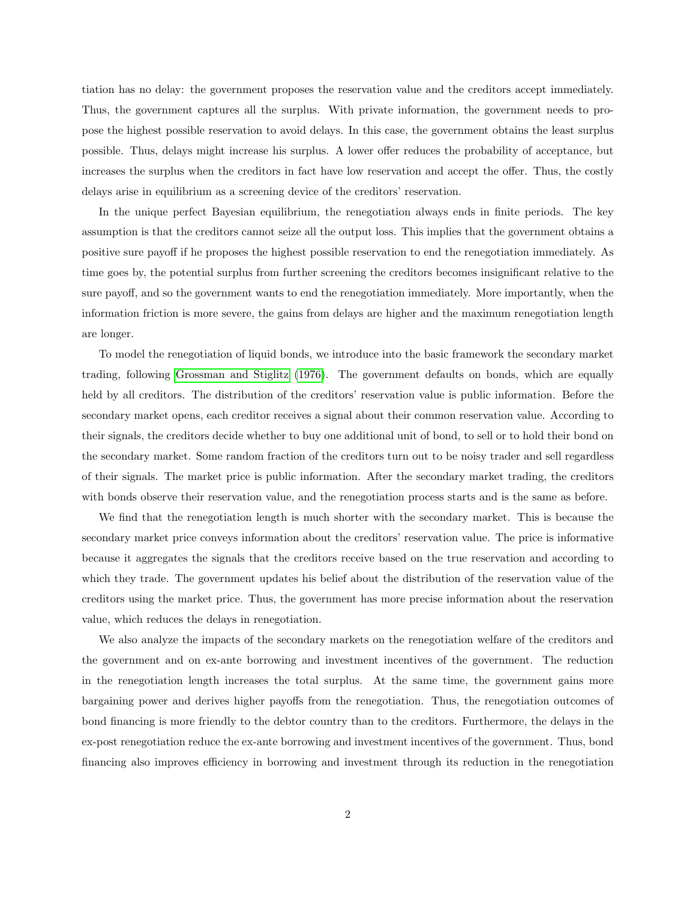tiation has no delay: the government proposes the reservation value and the creditors accept immediately. Thus, the government captures all the surplus. With private information, the government needs to propose the highest possible reservation to avoid delays. In this case, the government obtains the least surplus possible. Thus, delays might increase his surplus. A lower offer reduces the probability of acceptance, but increases the surplus when the creditors in fact have low reservation and accept the offer. Thus, the costly delays arise in equilibrium as a screening device of the creditors' reservation.

In the unique perfect Bayesian equilibrium, the renegotiation always ends in finite periods. The key assumption is that the creditors cannot seize all the output loss. This implies that the government obtains a positive sure payoff if he proposes the highest possible reservation to end the renegotiation immediately. As time goes by, the potential surplus from further screening the creditors becomes insignificant relative to the sure payoff, and so the government wants to end the renegotiation immediately. More importantly, when the information friction is more severe, the gains from delays are higher and the maximum renegotiation length are longer.

To model the renegotiation of liquid bonds, we introduce into the basic framework the secondary market trading, following Grossman and Stiglitz (1976). The government defaults on bonds, which are equally held by all creditors. The distribution of the creditors' reservation value is public information. Before the secondary market opens, each creditor receives a signal about their common reservation value. According to their signals, the creditors decide whether to buy one additional unit of bond, to sell or to hold their bond on the secondary market. Some random fraction of the creditors turn out to be noisy trader and sell regardless of their signals. The market price is public information. After the secondary market trading, the creditors with bonds observe their reservation value, and the renegotiation process starts and is the same as before.

We find that the renegotiation length is much shorter with the secondary market. This is because the secondary market price conveys information about the creditors' reservation value. The price is informative because it aggregates the signals that the creditors receive based on the true reservation and according to which they trade. The government updates his belief about the distribution of the reservation value of the creditors using the market price. Thus, the government has more precise information about the reservation value, which reduces the delays in renegotiation.

We also analyze the impacts of the secondary markets on the renegotiation welfare of the creditors and the government and on ex-ante borrowing and investment incentives of the government. The reduction in the renegotiation length increases the total surplus. At the same time, the government gains more bargaining power and derives higher payoffs from the renegotiation. Thus, the renegotiation outcomes of bond financing is more friendly to the debtor country than to the creditors. Furthermore, the delays in the ex-post renegotiation reduce the ex-ante borrowing and investment incentives of the government. Thus, bond financing also improves efficiency in borrowing and investment through its reduction in the renegotiation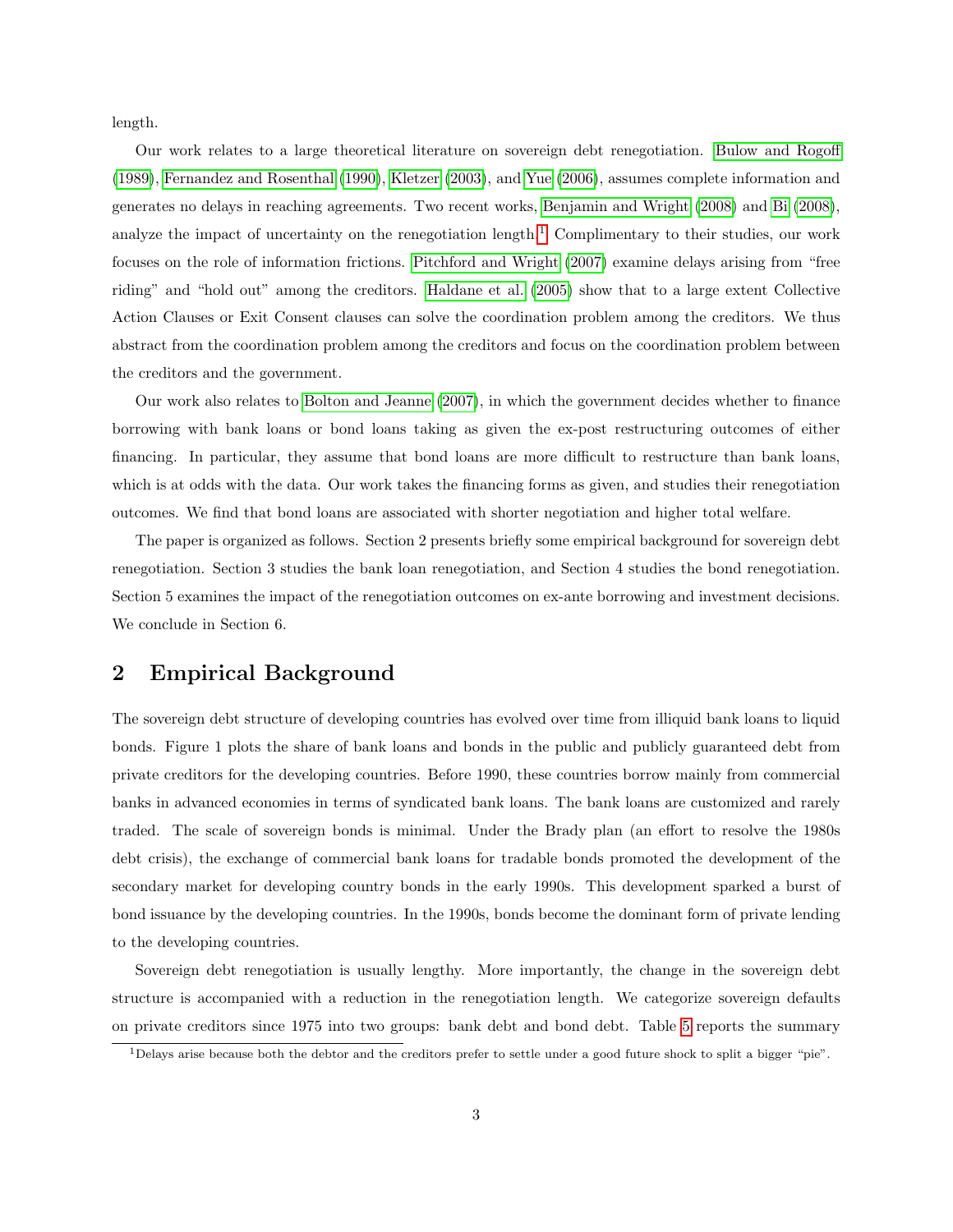length.

Our work relates to a large theoretical literature on sovereign debt renegotiation. Bulow and Rogoff (1989), Fernandez and Rosenthal (1990), Kletzer (2003), and Yue (2006), assumes complete information and generates no delays in reaching agreements. Two recent works, Benjamin and Wright (2008) and Bi (2008), analyze the impact of uncertainty on the renegotiation length.[1] Complimentary to their studies, our work focuses on the role of information frictions. Pitchford and Wright (2007) examine delays arising from "free riding" and "hold out" among the creditors. Haldane et al. (2005) show that to a large extent Collective Action Clauses or Exit Consent clauses can solve the coordination problem among the creditors. We thus abstract from the coordination problem among the creditors and focus on the coordination problem between the creditors and the government.

Our work also relates to Bolton and Jeanne (2007), in which the government decides whether to finance borrowing with bank loans or bond loans taking as given the ex-post restructuring outcomes of either financing. In particular, they assume that bond loans are more difficult to restructure than bank loans, which is at odds with the data. Our work takes the financing forms as given, and studies their renegotiation outcomes. We find that bond loans are associated with shorter negotiation and higher total welfare.

The paper is organized as follows. Section 2 presents briefly some empirical background for sovereign debt renegotiation. Section 3 studies the bank loan renegotiation, and Section 4 studies the bond renegotiation. Section 5 examines the impact of the renegotiation outcomes on ex-ante borrowing and investment decisions. We conclude in Section 6.

## 2 Empirical Background

The sovereign debt structure of developing countries has evolved over time from illiquid bank loans to liquid bonds. Figure 1 plots the share of bank loans and bonds in the public and publicly guaranteed debt from private creditors for the developing countries. Before 1990, these countries borrow mainly from commercial banks in advanced economies in terms of syndicated bank loans. The bank loans are customized and rarely traded. The scale of sovereign bonds is minimal. Under the Brady plan (an effort to resolve the 1980s debt crisis), the exchange of commercial bank loans for tradable bonds promoted the development of the secondary market for developing country bonds in the early 1990s. This development sparked a burst of bond issuance by the developing countries. In the 1990s, bonds become the dominant form of private lending to the developing countries.

Sovereign debt renegotiation is usually lengthy. More importantly, the change in the sovereign debt structure is accompanied with a reduction in the renegotiation length. We categorize sovereign defaults on private creditors since 1975 into two groups: bank debt and bond debt. Table 5 reports the summary

[1] Delays arise because both the debtor and the creditors prefer to settle under a good future shock to split a bigger "pie".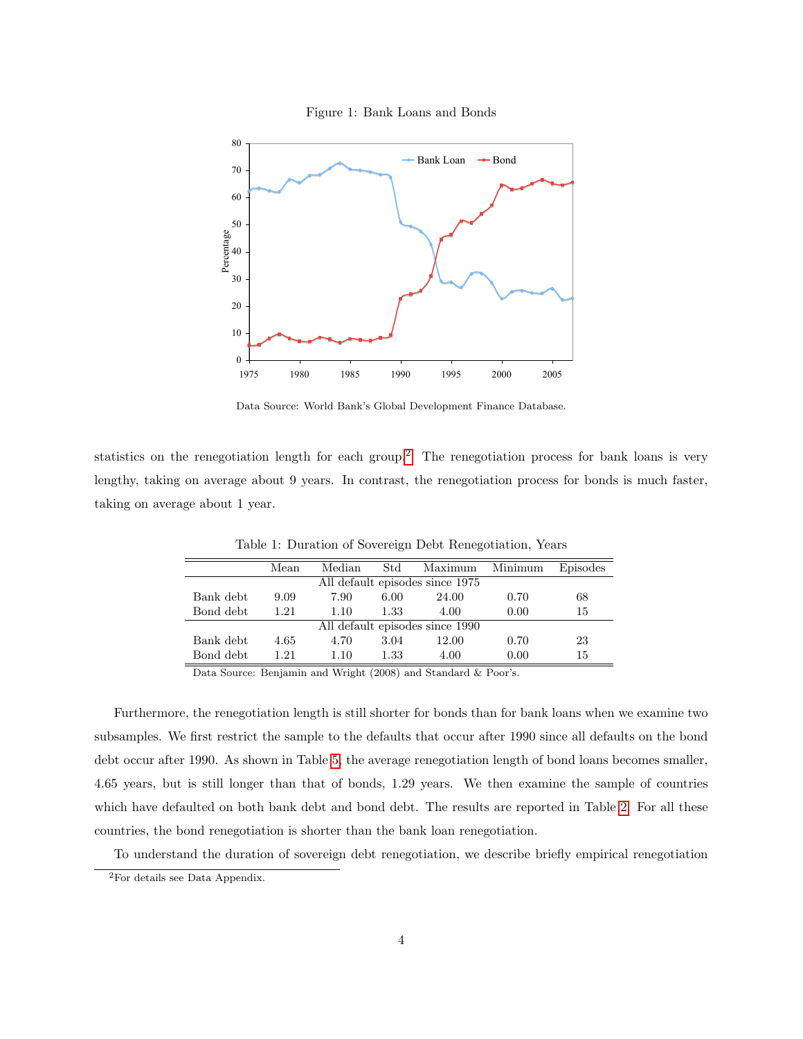Figure 1: Bank Loans and Bonds

Data Source: World Bank's Global Development Finance Database.

statistics on the renegotiation length for each group.[2] The renegotiation process for bank loans is very lengthy, taking on average about 9 years. In contrast, the renegotiation process for bonds is much faster, taking on average about 1 year.

Table 1: Duration of Sovereign Debt Renegotiation, Years

| | Mean | Median | Std | Maximum | Minimum | Episodes |
|---|---|---|---|---|---|---|
| | | All default episodes since 1975 | | | | |
| Bank debt | 9.09 | 7.90 | 6.00 | 24.00 | 0.70 | 68 |
| Bond debt | 1.21 | 1.10 | 1.33 | 4.00 | 0.00 | 15 |
| | | All default episodes since 1990 | | | | |
| Bank debt | 4.65 | 4.70 | 3.04 | 12.00 | 0.70 | 23 |
| Bond debt | 1.21 | 1.10 | 1.33 | 4.00 | 0.00 | 15 |

Data Source: Benjamin and Wright (2008) and Standard & Poor's.

Furthermore, the renegotiation length is still shorter for bonds than for bank loans when we examine two subsamples. We first restrict the sample to the defaults that occur after 1990 since all defaults on the bond debt occur after 1990. As shown in Table 5, the average renegotiation length of bond loans becomes smaller, 4.65 years, but is still longer than that of bonds, 1.29 years. We then examine the sample of countries which have defaulted on both bank debt and bond debt. The results are reported in Table 2. For all these countries, the bond renegotiation is shorter than the bank loan renegotiation.

To understand the duration of sovereign debt renegotiation, we describe briefly empirical renegotiation

[2] For details see Data Appendix.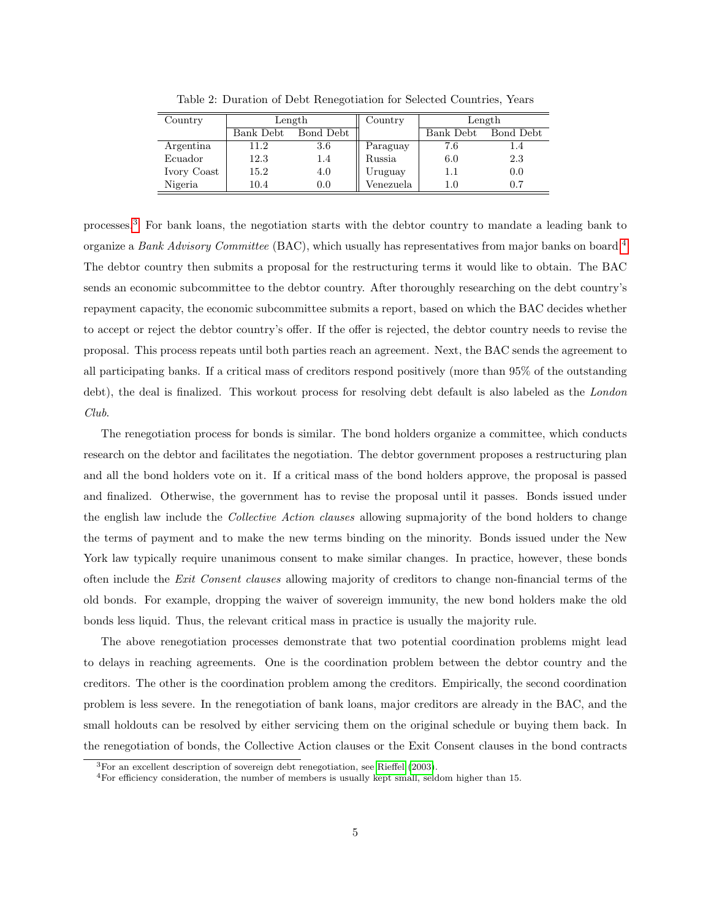Table 2: Duration of Debt Renegotiation for Selected Countries, Years

| Country | Length | | Country | Length | |
|---|---|---|---|---|---|
| | Bank Debt | Bond Debt | | Bank Debt | Bond Debt |
| Argentina | 11.2 | 3.6 | Paraguay | 7.6 | 1.4 |
| Ecuador | 12.3 | 1.4 | Russia | 6.0 | 2.3 |
| Ivory Coast | 15.2 | 4.0 | Uruguay | 1.1 | 0.0 |
| Nigeria | 10.4 | 0.0 | Venezuela | 1.0 | 0.7 |

processes.[3] For bank loans, the negotiation starts with the debtor country to mandate a leading bank to organize a *Bank Advisory Committee* (BAC), which usually has representatives from major banks on board.[4] The debtor country then submits a proposal for the restructuring terms it would like to obtain. The BAC sends an economic subcommittee to the debtor country. After thoroughly researching on the debt country's repayment capacity, the economic subcommittee submits a report, based on which the BAC decides whether to accept or reject the debtor country's offer. If the offer is rejected, the debtor country needs to revise the proposal. This process repeats until both parties reach an agreement. Next, the BAC sends the agreement to all participating banks. If a critical mass of creditors respond positively (more than 95% of the outstanding debt), the deal is finalized. This workout process for resolving debt default is also labeled as the *London Club*.

The renegotiation process for bonds is similar. The bond holders organize a committee, which conducts research on the debtor and facilitates the negotiation. The debtor government proposes a restructuring plan and all the bond holders vote on it. If a critical mass of the bond holders approve, the proposal is passed and finalized. Otherwise, the government has to revise the proposal until it passes. Bonds issued under the english law include the *Collective Action clauses* allowing supmajority of the bond holders to change the terms of payment and to make the new terms binding on the minority. Bonds issued under the New York law typically require unanimous consent to make similar changes. In practice, however, these bonds often include the *Exit Consent clauses* allowing majority of creditors to change non-financial terms of the old bonds. For example, dropping the waiver of sovereign immunity, the new bond holders make the old bonds less liquid. Thus, the relevant critical mass in practice is usually the majority rule.

The above renegotiation processes demonstrate that two potential coordination problems might lead to delays in reaching agreements. One is the coordination problem between the debtor country and the creditors. The other is the coordination problem among the creditors. Empirically, the second coordination problem is less severe. In the renegotiation of bank loans, major creditors are already in the BAC, and the small holdouts can be resolved by either servicing them on the original schedule or buying them back. In the renegotiation of bonds, the Collective Action clauses or the Exit Consent clauses in the bond contracts

[3] For an excellent description of sovereign debt renegotiation, see Rieffel (2003).

[4] For efficiency consideration, the number of members is usually kept small, seldom higher than 15.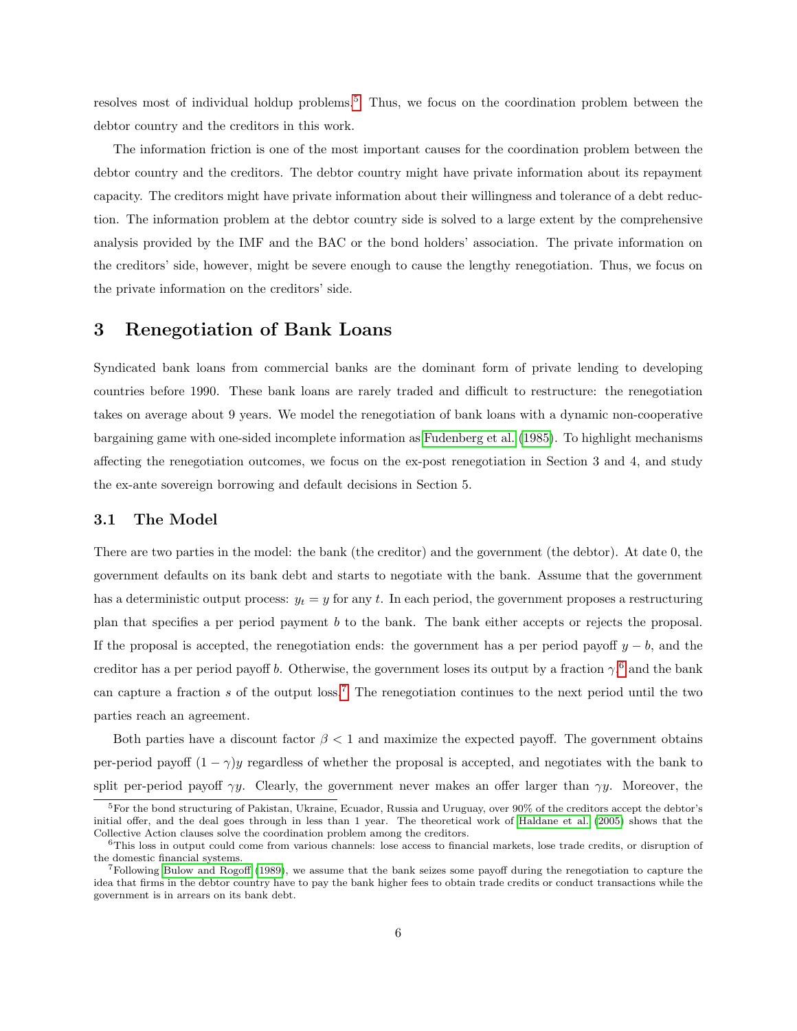resolves most of individual holdup problems.[5] Thus, we focus on the coordination problem between the debtor country and the creditors in this work.

The information friction is one of the most important causes for the coordination problem between the debtor country and the creditors. The debtor country might have private information about its repayment capacity. The creditors might have private information about their willingness and tolerance of a debt reduction. The information problem at the debtor country side is solved to a large extent by the comprehensive analysis provided by the IMF and the BAC or the bond holders' association. The private information on the creditors' side, however, might be severe enough to cause the lengthy renegotiation. Thus, we focus on the private information on the creditors' side.

# 3 Renegotiation of Bank Loans

Syndicated bank loans from commercial banks are the dominant form of private lending to developing countries before 1990. These bank loans are rarely traded and difficult to restructure: the renegotiation takes on average about 9 years. We model the renegotiation of bank loans with a dynamic non-cooperative bargaining game with one-sided incomplete information as Fudenberg et al. (1985). To highlight mechanisms affecting the renegotiation outcomes, we focus on the ex-post renegotiation in Section 3 and 4, and study the ex-ante sovereign borrowing and default decisions in Section 5.

## 3.1 The Model

There are two parties in the model: the bank (the creditor) and the government (the debtor). At date 0, the government defaults on its bank debt and starts to negotiate with the bank. Assume that the government has a deterministic output process: $y_t = y$ for any $t$. In each period, the government proposes a restructuring plan that specifies a per period payment $b$ to the bank. The bank either accepts or rejects the proposal. If the proposal is accepted, the renegotiation ends: the government has a per period payoff $y - b$, and the creditor has a per period payoff $b$. Otherwise, the government loses its output by a fraction $\gamma$,[6] and the bank can capture a fraction $s$ of the output loss.[7] The renegotiation continues to the next period until the two parties reach an agreement.

Both parties have a discount factor $\beta < 1$ and maximize the expected payoff. The government obtains per-period payoff $(1 - \gamma)y$ regardless of whether the proposal is accepted, and negotiates with the bank to split per-period payoff $\gamma y$. Clearly, the government never makes an offer larger than $\gamma y$. Moreover, the

[5] For the bond structuring of Pakistan, Ukraine, Ecuador, Russia and Uruguay, over 90% of the creditors accept the debtor's initial offer, and the deal goes through in less than 1 year. The theoretical work of Haldane et al. (2005) shows that the Collective Action clauses solve the coordination problem among the creditors.

[6] This loss in output could come from various channels: lose access to financial markets, lose trade credits, or disruption of the domestic financial systems.

[7] Following Bulow and Rogoff (1989), we assume that the bank seizes some payoff during the renegotiation to capture the idea that firms in the debtor country have to pay the bank higher fees to obtain trade credits or conduct transactions while the government is in arrears on its bank debt.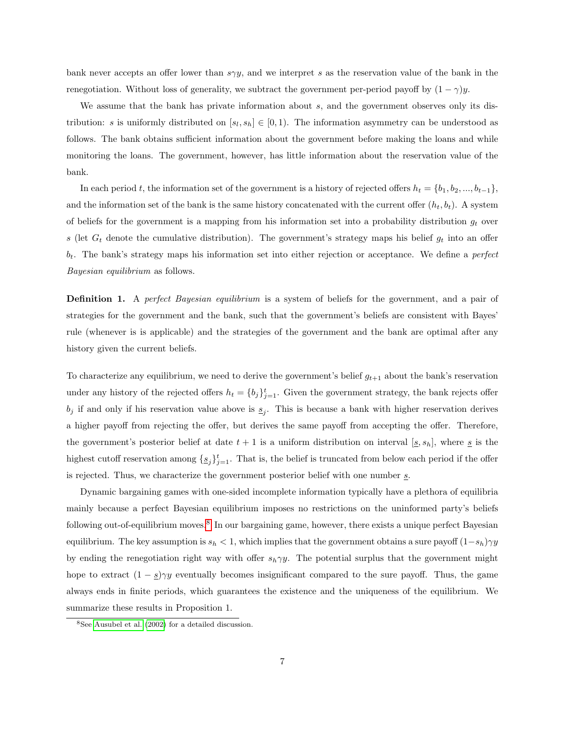bank never accepts an offer lower than $s\gamma y$, and we interpret $s$ as the reservation value of the bank in the renegotiation. Without loss of generality, we subtract the government per-period payoff by $(1-\gamma)y$.

We assume that the bank has private information about $s$, and the government observes only its distribution: $s$ is uniformly distributed on $[s_l, s_h] \in [0, 1)$. The information asymmetry can be understood as follows. The bank obtains sufficient information about the government before making the loans and while monitoring the loans. The government, however, has little information about the reservation value of the bank.

In each period $t$, the information set of the government is a history of rejected offers $h_t = \{b_1, b_2, ..., b_{t-1}\}$, and the information set of the bank is the same history concatenated with the current offer $(h_t, b_t)$. A system of beliefs for the government is a mapping from his information set into a probability distribution $g_t$ over $s$ (let $G_t$ denote the cumulative distribution). The government's strategy maps his belief $g_t$ into an offer $b_t$. The bank's strategy maps his information set into either rejection or acceptance. We define a *perfect Bayesian equilibrium* as follows.

**Definition 1.** A *perfect Bayesian equilibrium* is a system of beliefs for the government, and a pair of strategies for the government and the bank, such that the government's beliefs are consistent with Bayes' rule (whenever is is applicable) and the strategies of the government and the bank are optimal after any history given the current beliefs.

To characterize any equilibrium, we need to derive the government's belief $g_{t+1}$ about the bank's reservation under any history of the rejected offers $h_t = \{b_j\}_{j=1}^{t}$. Given the government strategy, the bank rejects offer $b_j$ if and only if his reservation value above is $\underline{s}_j$. This is because a bank with higher reservation derives a higher payoff from rejecting the offer, but derives the same payoff from accepting the offer. Therefore, the government's posterior belief at date $t+1$ is a uniform distribution on interval $[\underline{s}, s_h]$, where $\underline{s}$ is the highest cutoff reservation among $\{\underline{s}_j\}_{j=1}^{t}$. That is, the belief is truncated from below each period if the offer is rejected. Thus, we characterize the government posterior belief with one number $\underline{s}$.

Dynamic bargaining games with one-sided incomplete information typically have a plethora of equilibria mainly because a perfect Bayesian equilibrium imposes no restrictions on the uninformed party's beliefs following out-of-equilibrium moves.[8] In our bargaining game, however, there exists a unique perfect Bayesian equilibrium. The key assumption is $s_h < 1$, which implies that the government obtains a sure payoff $(1-s_h)\gamma y$ by ending the renegotiation right way with offer $s_h \gamma y$. The potential surplus that the government might hope to extract $(1-\underline{s})\gamma y$ eventually becomes insignificant compared to the sure payoff. Thus, the game always ends in finite periods, which guarantees the existence and the uniqueness of the equilibrium. We summarize these results in Proposition 1.

[8] See Ausubel et al. (2002) for a detailed discussion.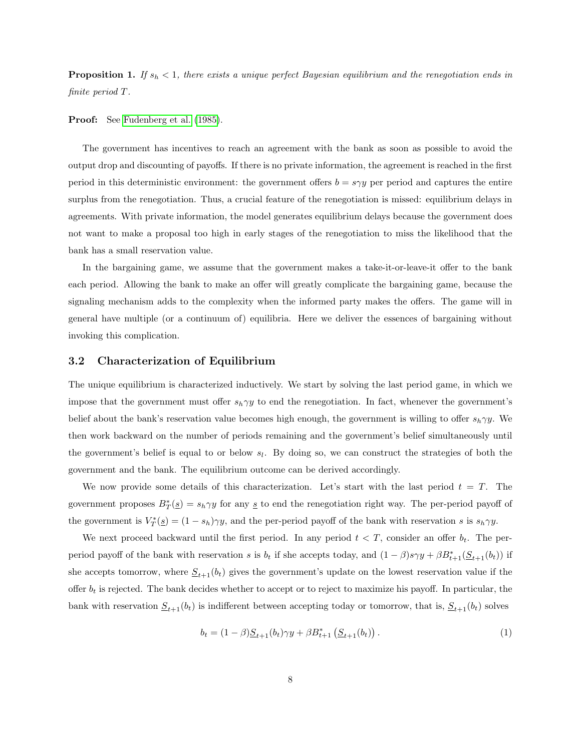**Proposition 1.** *If $s_h < 1$, there exists a unique perfect Bayesian equilibrium and the renegotiation ends in finite period $T$.*

**Proof:** See Fudenberg et al. (1985).

The government has incentives to reach an agreement with the bank as soon as possible to avoid the output drop and discounting of payoffs. If there is no private information, the agreement is reached in the first period in this deterministic environment: the government offers $b = s\gamma y$ per period and captures the entire surplus from the renegotiation. Thus, a crucial feature of the renegotiation is missed: equilibrium delays in agreements. With private information, the model generates equilibrium delays because the government does not want to make a proposal too high in early stages of the renegotiation to miss the likelihood that the bank has a small reservation value.

In the bargaining game, we assume that the government makes a take-it-or-leave-it offer to the bank each period. Allowing the bank to make an offer will greatly complicate the bargaining game, because the signaling mechanism adds to the complexity when the informed party makes the offers. The game will in general have multiple (or a continuum of) equilibria. Here we deliver the essences of bargaining without invoking this complication.

## 3.2 Characterization of Equilibrium

The unique equilibrium is characterized inductively. We start by solving the last period game, in which we impose that the government must offer $s_h\gamma y$ to end the renegotiation. In fact, whenever the government's belief about the bank's reservation value becomes high enough, the government is willing to offer $s_h\gamma y$. We then work backward on the number of periods remaining and the government's belief simultaneously until the government's belief is equal to or below $s_l$. By doing so, we can construct the strategies of both the government and the bank. The equilibrium outcome can be derived accordingly.

We now provide some details of this characterization. Let's start with the last period $t = T$. The government proposes $B^*_T(\underline{s}) = s_h\gamma y$ for any $\underline{s}$ to end the renegotiation right way. The per-period payoff of the government is $V^*_T(\underline{s}) = (1 - s_h)\gamma y$, and the per-period payoff of the bank with reservation $s$ is $s_h\gamma y$.

We next proceed backward until the first period. In any period $t < T$, consider an offer $b_t$. The per-period payoff of the bank with reservation $s$ is $b_t$ if she accepts today, and $(1 - \beta)s\gamma y + \beta B^*_{t+1}(\underline{S}_{t+1}(b_t))$ if she accepts tomorrow, where $\underline{S}_{t+1}(b_t)$ gives the government's update on the lowest reservation value if the offer $b_t$ is rejected. The bank decides whether to accept or to reject to maximize his payoff. In particular, the bank with reservation $\underline{S}_{t+1}(b_t)$ is indifferent between accepting today or tomorrow, that is, $\underline{S}_{t+1}(b_t)$ solves

$$b_t = (1 - \beta)\underline{S}_{t+1}(b_t)\gamma y + \beta B^*_{t+1}\left(\underline{S}_{t+1}(b_t)\right). \tag{1}$$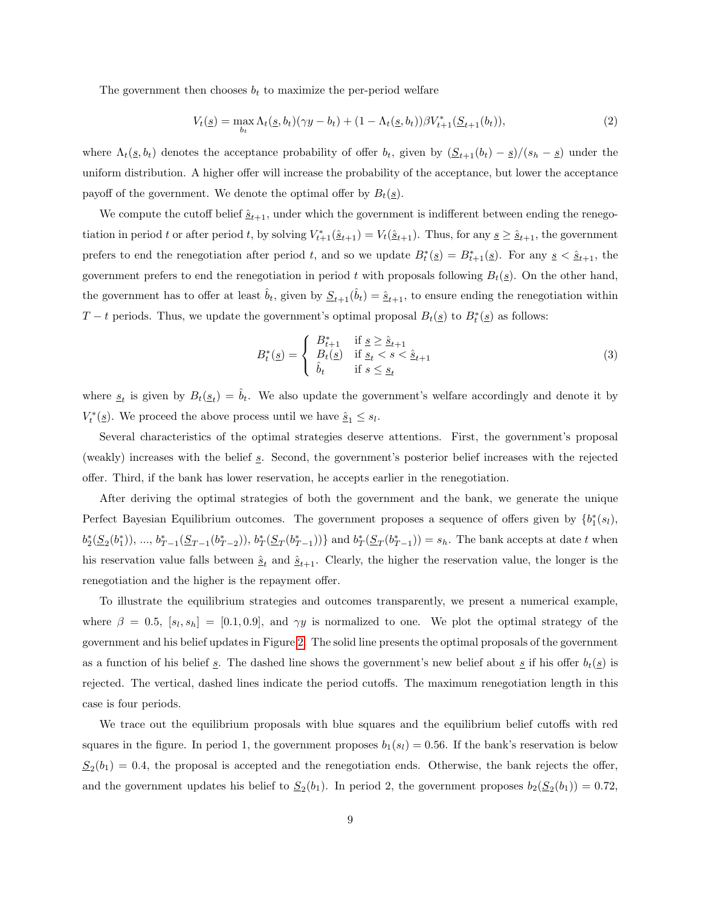The government then chooses $b_t$ to maximize the per-period welfare

$$V_t(\underline{s}) = \max_{b_t} \Lambda_t(\underline{s}, b_t)(\gamma y - b_t) + (1 - \Lambda_t(\underline{s}, b_t))\beta V^*_{t+1}(\underline{S}_{t+1}(b_t)), \tag{2}$$

where $\Lambda_t(\underline{s}, b_t)$ denotes the acceptance probability of offer $b_t$, given by $(\underline{S}_{t+1}(b_t) - \underline{s})/(s_h - \underline{s})$ under the uniform distribution. A higher offer will increase the probability of the acceptance, but lower the acceptance payoff of the government. We denote the optimal offer by $B_t(\underline{s})$.

We compute the cutoff belief $\hat{\underline{s}}_{t+1}$, under which the government is indifferent between ending the renegotiation in period $t$ or after period $t$, by solving $V^*_{t+1}(\hat{\underline{s}}_{t+1}) = V_t(\hat{\underline{s}}_{t+1})$. Thus, for any $\underline{s} \geq \hat{\underline{s}}_{t+1}$, the government prefers to end the renegotiation after period $t$, and so we update $B^*_t(\underline{s}) = B^*_{t+1}(\underline{s})$. For any $\underline{s} < \hat{\underline{s}}_{t+1}$, the government prefers to end the renegotiation in period $t$ with proposals following $B_t(\underline{s})$. On the other hand, the government has to offer at least $\hat{b}_t$, given by $\underline{S}_{t+1}(\hat{b}_t) = \hat{\underline{s}}_{t+1}$, to ensure ending the renegotiation within $T - t$ periods. Thus, we update the government's optimal proposal $B_t(\underline{s})$ to $B^*_t(\underline{s})$ as follows:

$$B^*_t(\underline{s}) = \begin{cases} B^*_{t+1} & \text{if } \underline{s} \geq \hat{\underline{s}}_{t+1} \\ B_t(\underline{s}) & \text{if } \underline{s}_t < s < \hat{\underline{s}}_{t+1} \\ \hat{b}_t & \text{if } s \leq \underline{s}_t \end{cases} \tag{3}$$

where $\underline{s}_t$ is given by $B_t(\underline{s}_t) = \hat{b}_t$. We also update the government's welfare accordingly and denote it by $V^*_t(\underline{s})$. We proceed the above process until we have $\hat{\underline{s}}_1 \leq s_l$.

Several characteristics of the optimal strategies deserve attentions. First, the government's proposal (weakly) increases with the belief $\underline{s}$. Second, the government's posterior belief increases with the rejected offer. Third, if the bank has lower reservation, he accepts earlier in the renegotiation.

After deriving the optimal strategies of both the government and the bank, we generate the unique Perfect Bayesian Equilibrium outcomes. The government proposes a sequence of offers given by $\{b^*_1(s_l), b^*_2(\underline{S}_2(b^*_1)), ..., b^*_{T-1}(\underline{S}_{T-1}(b^*_{T-2})), b^*_T(\underline{S}_T(b^*_{T-1}))\}$ and $b^*_T(\underline{S}_T(b^*_{T-1})) = s_h$. The bank accepts at date $t$ when his reservation value falls between $\hat{\underline{s}}_t$ and $\hat{\underline{s}}_{t+1}$. Clearly, the higher the reservation value, the longer is the renegotiation and the higher is the repayment offer.

To illustrate the equilibrium strategies and outcomes transparently, we present a numerical example, where $\beta = 0.5$, $[s_l, s_h] = [0.1, 0.9]$, and $\gamma y$ is normalized to one. We plot the optimal strategy of the government and his belief updates in Figure 2. The solid line presents the optimal proposals of the government as a function of his belief $\underline{s}$. The dashed line shows the government's new belief about $\underline{s}$ if his offer $b_t(\underline{s})$ is rejected. The vertical, dashed lines indicate the period cutoffs. The maximum renegotiation length in this case is four periods.

We trace out the equilibrium proposals with blue squares and the equilibrium belief cutoffs with red squares in the figure. In period 1, the government proposes $b_1(s_l) = 0.56$. If the bank's reservation is below $\underline{S}_2(b_1) = 0.4$, the proposal is accepted and the renegotiation ends. Otherwise, the bank rejects the offer, and the government updates his belief to $\underline{S}_2(b_1)$. In period 2, the government proposes $b_2(\underline{S}_2(b_1)) = 0.72$,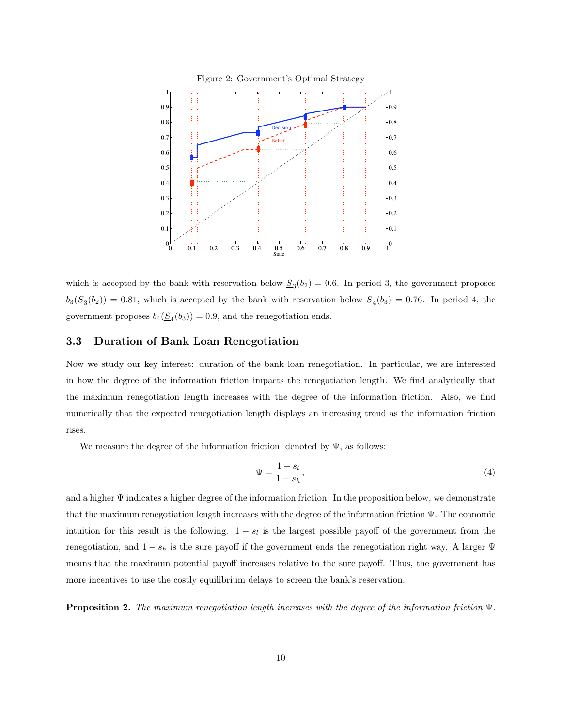Figure 2: Government's Optimal Strategy

which is accepted by the bank with reservation below $\underline{S}_3(b_2) = 0.6$. In period 3, the government proposes $b_3(\underline{S}_3(b_2)) = 0.81$, which is accepted by the bank with reservation below $\underline{S}_4(b_3) = 0.76$. In period 4, the government proposes $b_4(\underline{S}_4(b_3)) = 0.9$, and the renegotiation ends.

### 3.3 Duration of Bank Loan Renegotiation

Now we study our key interest: duration of the bank loan renegotiation. In particular, we are interested in how the degree of the information friction impacts the renegotiation length. We find analytically that the maximum renegotiation length increases with the degree of the information friction. Also, we find numerically that the expected renegotiation length displays an increasing trend as the information friction rises.

We measure the degree of the information friction, denoted by $\Psi$, as follows:

$$\Psi = \frac{1 - s_l}{1 - s_h}, \tag{4}$$

and a higher $\Psi$ indicates a higher degree of the information friction. In the proposition below, we demonstrate that the maximum renegotiation length increases with the degree of the information friction $\Psi$. The economic intuition for this result is the following. $1 - s_l$ is the largest possible payoff of the government from the renegotiation, and $1 - s_h$ is the sure payoff if the government ends the renegotiation right way. A larger $\Psi$ means that the maximum potential payoff increases relative to the sure payoff. Thus, the government has more incentives to use the costly equilibrium delays to screen the bank's reservation.

**Proposition 2.** *The maximum renegotiation length increases with the degree of the information friction $\Psi$.*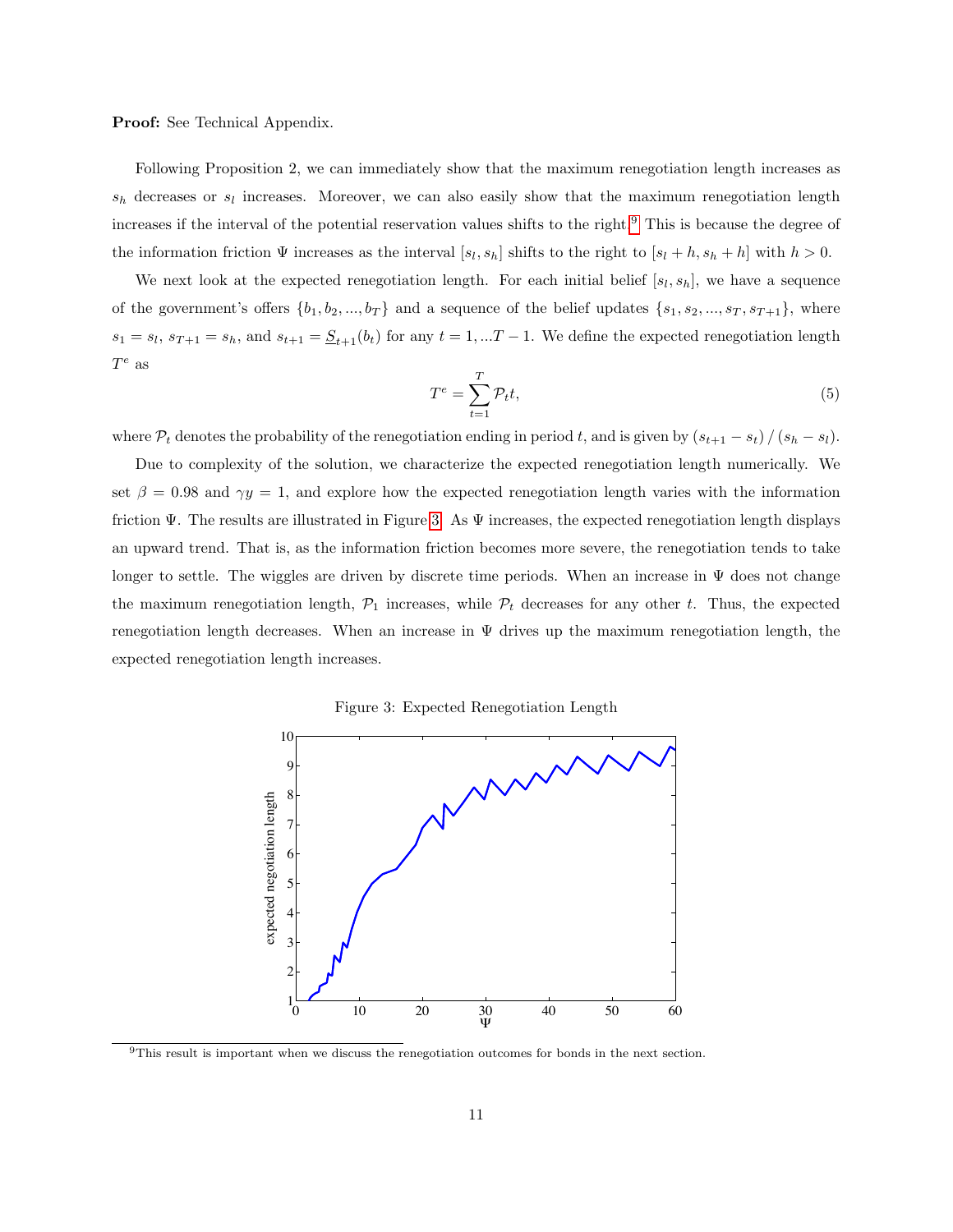**Proof:** See Technical Appendix.

Following Proposition 2, we can immediately show that the maximum renegotiation length increases as $s_h$ decreases or $s_l$ increases. Moreover, we can also easily show that the maximum renegotiation length increases if the interval of the potential reservation values shifts to the right.[9] This is because the degree of the information friction $\Psi$ increases as the interval $[s_l, s_h]$ shifts to the right to $[s_l + h, s_h + h]$ with $h > 0$.

We next look at the expected renegotiation length. For each initial belief $[s_l, s_h]$, we have a sequence of the government's offers $\{b_1, b_2, ..., b_T\}$ and a sequence of the belief updates $\{s_1, s_2, ..., s_T, s_{T+1}\}$, where $s_1 = s_l$, $s_{T+1} = s_h$, and $s_{t+1} = \underline{S}_{t+1}(b_t)$ for any $t = 1, ...T-1$. We define the expected renegotiation length $T^e$ as

$$T^e = \sum_{t=1}^{T} \mathcal{P}_t t, \tag{5}$$

where $\mathcal{P}_t$ denotes the probability of the renegotiation ending in period $t$, and is given by $(s_{t+1} - s_t) / (s_h - s_l)$.

Due to complexity of the solution, we characterize the expected renegotiation length numerically. We set $\beta = 0.98$ and $\gamma y = 1$, and explore how the expected renegotiation length varies with the information friction $\Psi$. The results are illustrated in Figure 3. As $\Psi$ increases, the expected renegotiation length displays an upward trend. That is, as the information friction becomes more severe, the renegotiation tends to take longer to settle. The wiggles are driven by discrete time periods. When an increase in $\Psi$ does not change the maximum renegotiation length, $\mathcal{P}_1$ increases, while $\mathcal{P}_t$ decreases for any other $t$. Thus, the expected renegotiation length decreases. When an increase in $\Psi$ drives up the maximum renegotiation length, the expected renegotiation length increases.

Figure 3: Expected Renegotiation Length

[9] This result is important when we discuss the renegotiation outcomes for bonds in the next section.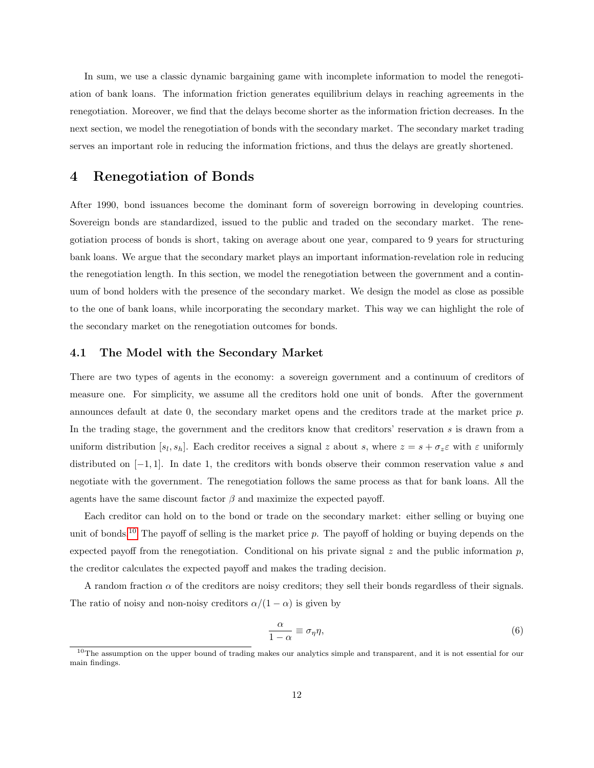In sum, we use a classic dynamic bargaining game with incomplete information to model the renegotiation of bank loans. The information friction generates equilibrium delays in reaching agreements in the renegotiation. Moreover, we find that the delays become shorter as the information friction decreases. In the next section, we model the renegotiation of bonds with the secondary market. The secondary market trading serves an important role in reducing the information frictions, and thus the delays are greatly shortened.

# 4 Renegotiation of Bonds

After 1990, bond issuances become the dominant form of sovereign borrowing in developing countries. Sovereign bonds are standardized, issued to the public and traded on the secondary market. The renegotiation process of bonds is short, taking on average about one year, compared to 9 years for structuring bank loans. We argue that the secondary market plays an important information-revelation role in reducing the renegotiation length. In this section, we model the renegotiation between the government and a continuum of bond holders with the presence of the secondary market. We design the model as close as possible to the one of bank loans, while incorporating the secondary market. This way we can highlight the role of the secondary market on the renegotiation outcomes for bonds.

## 4.1 The Model with the Secondary Market

There are two types of agents in the economy: a sovereign government and a continuum of creditors of measure one. For simplicity, we assume all the creditors hold one unit of bonds. After the government announces default at date 0, the secondary market opens and the creditors trade at the market price $p$. In the trading stage, the government and the creditors know that creditors' reservation $s$ is drawn from a uniform distribution $[s_l, s_h]$. Each creditor receives a signal $z$ about $s$, where $z = s + \sigma_z \varepsilon$ with $\varepsilon$ uniformly distributed on $[-1, 1]$. In date 1, the creditors with bonds observe their common reservation value $s$ and negotiate with the government. The renegotiation follows the same process as that for bank loans. All the agents have the same discount factor $\beta$ and maximize the expected payoff.

Each creditor can hold on to the bond or trade on the secondary market: either selling or buying one unit of bonds.[10] The payoff of selling is the market price $p$. The payoff of holding or buying depends on the expected payoff from the renegotiation. Conditional on his private signal $z$ and the public information $p$, the creditor calculates the expected payoff and makes the trading decision.

A random fraction $\alpha$ of the creditors are noisy creditors; they sell their bonds regardless of their signals. The ratio of noisy and non-noisy creditors $\alpha/(1-\alpha)$ is given by

$$\frac{\alpha}{1-\alpha} \equiv \sigma_\eta \eta, \tag{6}$$

[10] The assumption on the upper bound of trading makes our analytics simple and transparent, and it is not essential for our main findings.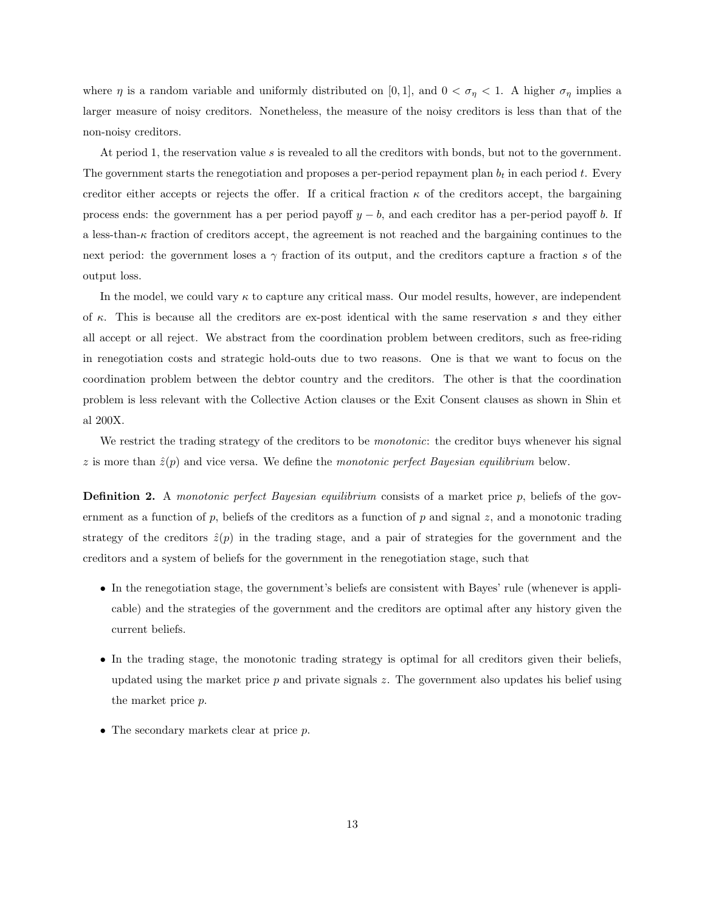where $\eta$ is a random variable and uniformly distributed on $[0, 1]$, and $0 < \sigma_\eta < 1$. A higher $\sigma_\eta$ implies a larger measure of noisy creditors. Nonetheless, the measure of the noisy creditors is less than that of the non-noisy creditors.

At period 1, the reservation value $s$ is revealed to all the creditors with bonds, but not to the government. The government starts the renegotiation and proposes a per-period repayment plan $b_t$ in each period $t$. Every creditor either accepts or rejects the offer. If a critical fraction $\kappa$ of the creditors accept, the bargaining process ends: the government has a per period payoff $y - b$, and each creditor has a per-period payoff $b$. If a less-than-$\kappa$ fraction of creditors accept, the agreement is not reached and the bargaining continues to the next period: the government loses a $\gamma$ fraction of its output, and the creditors capture a fraction $s$ of the output loss.

In the model, we could vary $\kappa$ to capture any critical mass. Our model results, however, are independent of $\kappa$. This is because all the creditors are ex-post identical with the same reservation $s$ and they either all accept or all reject. We abstract from the coordination problem between creditors, such as free-riding in renegotiation costs and strategic hold-outs due to two reasons. One is that we want to focus on the coordination problem between the debtor country and the creditors. The other is that the coordination problem is less relevant with the Collective Action clauses or the Exit Consent clauses as shown in Shin et al 200X.

We restrict the trading strategy of the creditors to be *monotonic*: the creditor buys whenever his signal $z$ is more than $\hat{z}(p)$ and vice versa. We define the *monotonic perfect Bayesian equilibrium* below.

**Definition 2.** A *monotonic perfect Bayesian equilibrium* consists of a market price $p$, beliefs of the government as a function of $p$, beliefs of the creditors as a function of $p$ and signal $z$, and a monotonic trading strategy of the creditors $\hat{z}(p)$ in the trading stage, and a pair of strategies for the government and the creditors and a system of beliefs for the government in the renegotiation stage, such that

- In the renegotiation stage, the government's beliefs are consistent with Bayes' rule (whenever is applicable) and the strategies of the government and the creditors are optimal after any history given the current beliefs.
- In the trading stage, the monotonic trading strategy is optimal for all creditors given their beliefs, updated using the market price $p$ and private signals $z$. The government also updates his belief using the market price $p$.
- The secondary markets clear at price $p$.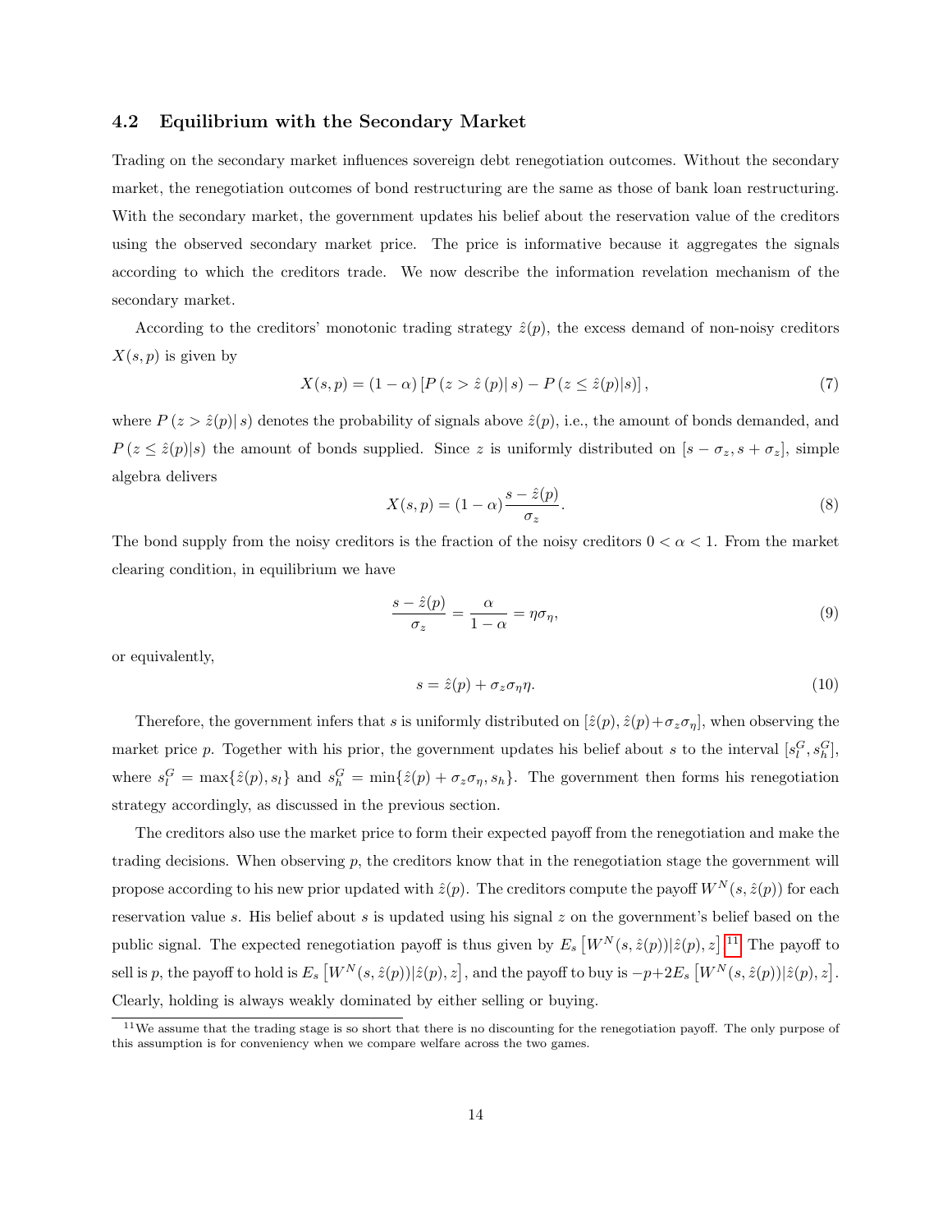### 4.2 Equilibrium with the Secondary Market

Trading on the secondary market influences sovereign debt renegotiation outcomes. Without the secondary market, the renegotiation outcomes of bond restructuring are the same as those of bank loan restructuring. With the secondary market, the government updates his belief about the reservation value of the creditors using the observed secondary market price. The price is informative because it aggregates the signals according to which the creditors trade. We now describe the information revelation mechanism of the secondary market.

According to the creditors' monotonic trading strategy $\hat{z}(p)$, the excess demand of non-noisy creditors $X(s,p)$ is given by

$$X(s,p) = (1-\alpha)\left[P\left(z > \hat{z}\left(p\right)\middle|\, s\right) - P\left(z \leq \hat{z}(p)|s\right)\right], \tag{7}$$

where $P\left(z > \hat{z}(p)\middle|\, s\right)$ denotes the probability of signals above $\hat{z}(p)$, i.e., the amount of bonds demanded, and $P\left(z \leq \hat{z}(p)|s\right)$ the amount of bonds supplied. Since $z$ is uniformly distributed on $[s-\sigma_z, s+\sigma_z]$, simple algebra delivers

$$X(s,p) = (1-\alpha)\frac{s-\hat{z}(p)}{\sigma_z}. \tag{8}$$

The bond supply from the noisy creditors is the fraction of the noisy creditors $0<\alpha<1$. From the market clearing condition, in equilibrium we have

$$\frac{s-\hat{z}(p)}{\sigma_z} = \frac{\alpha}{1-\alpha} = \eta\sigma_\eta, \tag{9}$$

or equivalently,

$$s = \hat{z}(p) + \sigma_z\sigma_\eta\eta. \tag{10}$$

Therefore, the government infers that $s$ is uniformly distributed on $[\hat{z}(p), \hat{z}(p)+\sigma_z\sigma_\eta]$, when observing the market price $p$. Together with his prior, the government updates his belief about $s$ to the interval $[s_l^G, s_h^G]$, where $s_l^G = \max\{\hat{z}(p), s_l\}$ and $s_h^G = \min\{\hat{z}(p)+\sigma_z\sigma_\eta, s_h\}$. The government then forms his renegotiation strategy accordingly, as discussed in the previous section.

The creditors also use the market price to form their expected payoff from the renegotiation and make the trading decisions. When observing $p$, the creditors know that in the renegotiation stage the government will propose according to his new prior updated with $\hat{z}(p)$. The creditors compute the payoff $W^N(s,\hat{z}(p))$ for each reservation value $s$. His belief about $s$ is updated using his signal $z$ on the government's belief based on the public signal. The expected renegotiation payoff is thus given by $E_s\left[W^N(s,\hat{z}(p))|\hat{z}(p), z\right]$.[11] The payoff to sell is $p$, the payoff to hold is $E_s\left[W^N(s,\hat{z}(p))|\hat{z}(p), z\right]$, and the payoff to buy is $-p+2E_s\left[W^N(s,\hat{z}(p))|\hat{z}(p), z\right]$. Clearly, holding is always weakly dominated by either selling or buying.

[11] We assume that the trading stage is so short that there is no discounting for the renegotiation payoff. The only purpose of this assumption is for conveniency when we compare welfare across the two games.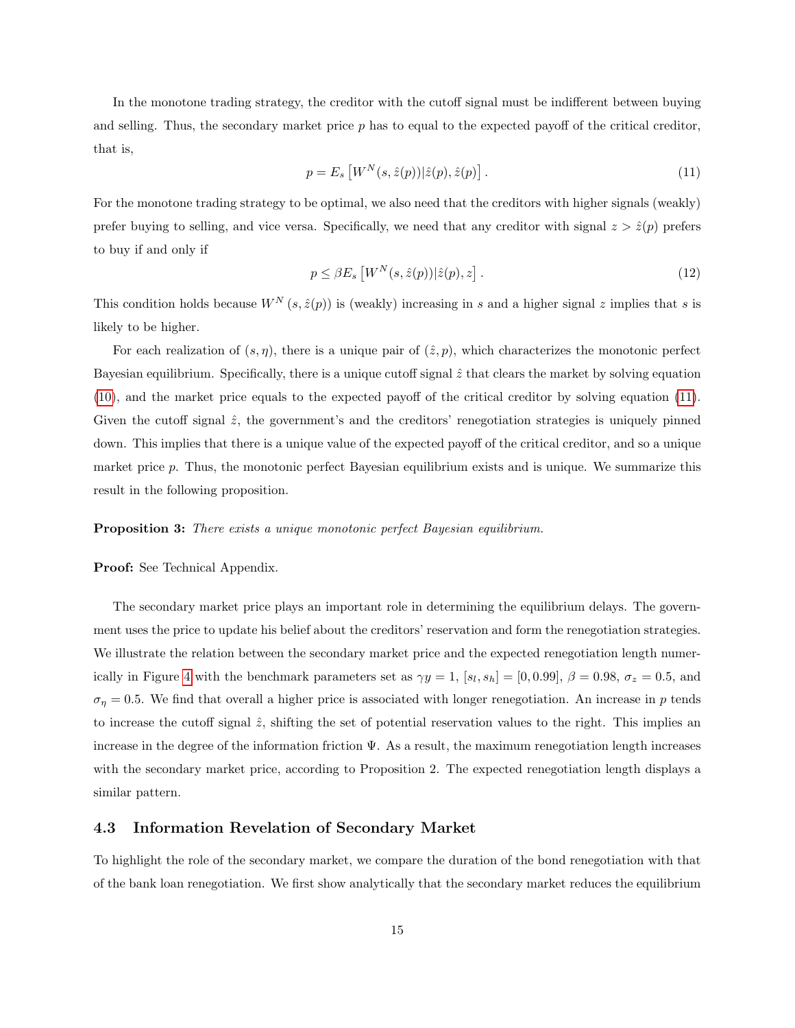In the monotone trading strategy, the creditor with the cutoff signal must be indifferent between buying and selling. Thus, the secondary market price $p$ has to equal to the expected payoff of the critical creditor, that is,

$$p = E_s \left[ W^N(s, \hat{z}(p)) | \hat{z}(p), \hat{z}(p) \right]. \tag{11}$$

For the monotone trading strategy to be optimal, we also need that the creditors with higher signals (weakly) prefer buying to selling, and vice versa. Specifically, we need that any creditor with signal $z > \hat{z}(p)$ prefers to buy if and only if

$$p \leq \beta E_s \left[ W^N(s, \hat{z}(p)) | \hat{z}(p), z \right]. \tag{12}$$

This condition holds because $W^N(s, \hat{z}(p))$ is (weakly) increasing in $s$ and a higher signal $z$ implies that $s$ is likely to be higher.

For each realization of $(s, \eta)$, there is a unique pair of $(\hat{z}, p)$, which characterizes the monotonic perfect Bayesian equilibrium. Specifically, there is a unique cutoff signal $\hat{z}$ that clears the market by solving equation (10), and the market price equals to the expected payoff of the critical creditor by solving equation (11). Given the cutoff signal $\hat{z}$, the government's and the creditors' renegotiation strategies is uniquely pinned down. This implies that there is a unique value of the expected payoff of the critical creditor, and so a unique market price $p$. Thus, the monotonic perfect Bayesian equilibrium exists and is unique. We summarize this result in the following proposition.

**Proposition 3:** *There exists a unique monotonic perfect Bayesian equilibrium.*

**Proof:** See Technical Appendix.

The secondary market price plays an important role in determining the equilibrium delays. The government uses the price to update his belief about the creditors' reservation and form the renegotiation strategies. We illustrate the relation between the secondary market price and the expected renegotiation length numerically in Figure 4 with the benchmark parameters set as $\gamma y = 1$, $[s_l, s_h] = [0, 0.99]$, $\beta = 0.98$, $\sigma_z = 0.5$, and $\sigma_\eta = 0.5$. We find that overall a higher price is associated with longer renegotiation. An increase in $p$ tends to increase the cutoff signal $\hat{z}$, shifting the set of potential reservation values to the right. This implies an increase in the degree of the information friction $\Psi$. As a result, the maximum renegotiation length increases with the secondary market price, according to Proposition 2. The expected renegotiation length displays a similar pattern.

### 4.3 Information Revelation of Secondary Market

To highlight the role of the secondary market, we compare the duration of the bond renegotiation with that of the bank loan renegotiation. We first show analytically that the secondary market reduces the equilibrium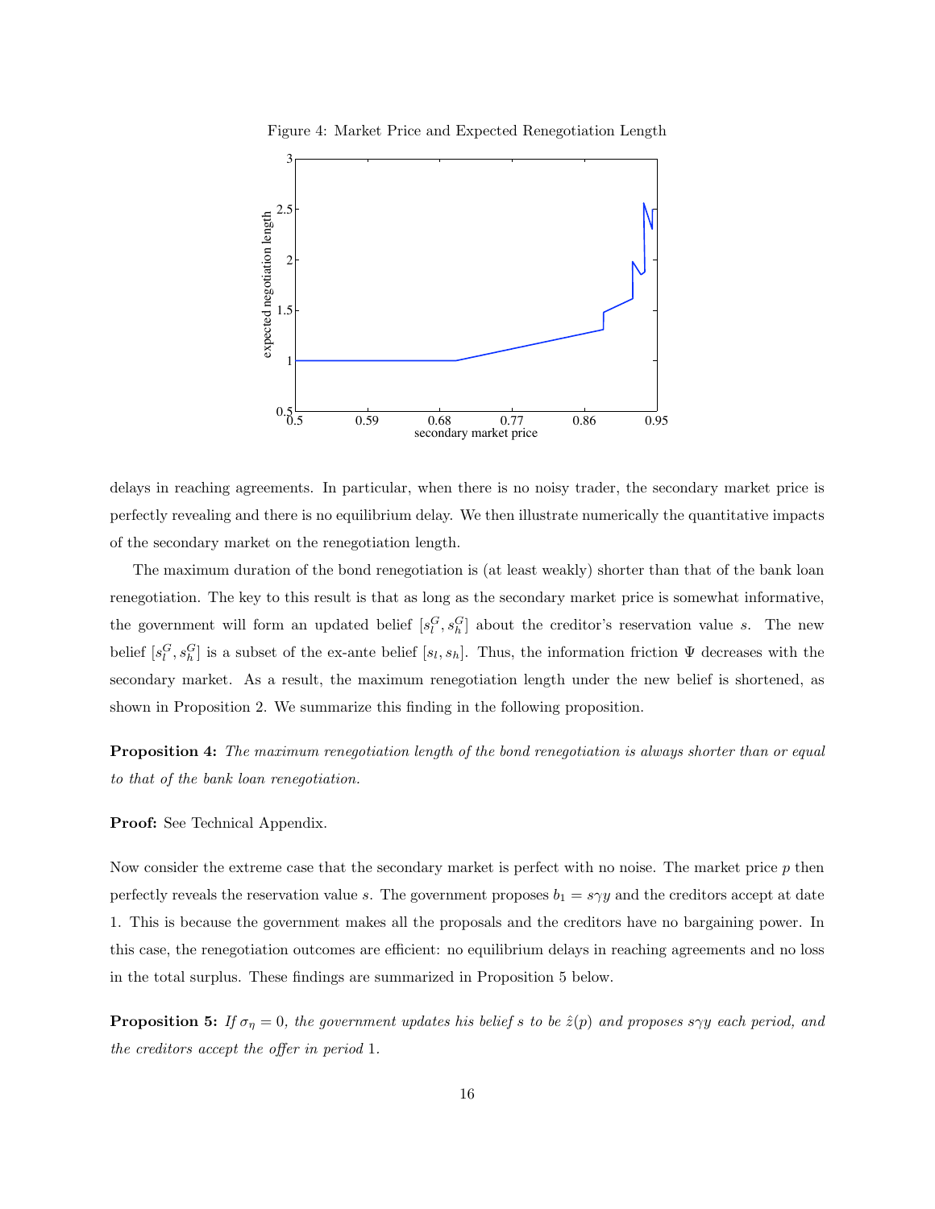Figure 4: Market Price and Expected Renegotiation Length

delays in reaching agreements. In particular, when there is no noisy trader, the secondary market price is perfectly revealing and there is no equilibrium delay. We then illustrate numerically the quantitative impacts of the secondary market on the renegotiation length.

The maximum duration of the bond renegotiation is (at least weakly) shorter than that of the bank loan renegotiation. The key to this result is that as long as the secondary market price is somewhat informative, the government will form an updated belief $[s_l^G, s_h^G]$ about the creditor's reservation value $s$. The new belief $[s_l^G, s_h^G]$ is a subset of the ex-ante belief $[s_l, s_h]$. Thus, the information friction $\Psi$ decreases with the secondary market. As a result, the maximum renegotiation length under the new belief is shortened, as shown in Proposition 2. We summarize this finding in the following proposition.

**Proposition 4:** *The maximum renegotiation length of the bond renegotiation is always shorter than or equal to that of the bank loan renegotiation.*

**Proof:** See Technical Appendix.

Now consider the extreme case that the secondary market is perfect with no noise. The market price $p$ then perfectly reveals the reservation value $s$. The government proposes $b_1 = s\gamma y$ and the creditors accept at date 1. This is because the government makes all the proposals and the creditors have no bargaining power. In this case, the renegotiation outcomes are efficient: no equilibrium delays in reaching agreements and no loss in the total surplus. These findings are summarized in Proposition 5 below.

**Proposition 5:** *If $\sigma_\eta = 0$, the government updates his belief $s$ to be $\hat{z}(p)$ and proposes $s\gamma y$ each period, and the creditors accept the offer in period* 1.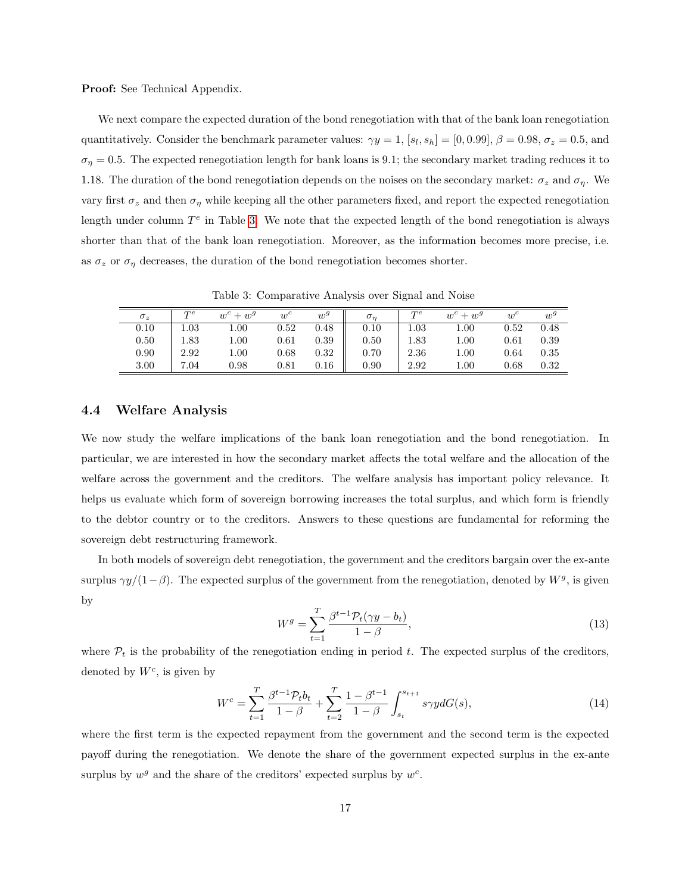**Proof:** See Technical Appendix.

We next compare the expected duration of the bond renegotiation with that of the bank loan renegotiation quantitatively. Consider the benchmark parameter values: $\gamma y = 1$, $[s_l, s_h] = [0, 0.99]$, $\beta = 0.98$, $\sigma_z = 0.5$, and $\sigma_\eta = 0.5$. The expected renegotiation length for bank loans is 9.1; the secondary market trading reduces it to 1.18. The duration of the bond renegotiation depends on the noises on the secondary market: $\sigma_z$ and $\sigma_\eta$. We vary first $\sigma_z$ and then $\sigma_\eta$ while keeping all the other parameters fixed, and report the expected renegotiation length under column $T^e$ in Table 3. We note that the expected length of the bond renegotiation is always shorter than that of the bank loan renegotiation. Moreover, as the information becomes more precise, i.e. as $\sigma_z$ or $\sigma_\eta$ decreases, the duration of the bond renegotiation becomes shorter.

Table 3: Comparative Analysis over Signal and Noise

| $\sigma_z$ | $T^e$ | $w^c + w^g$ | $w^c$ | $w^g$ | $\sigma_\eta$ | $T^e$ | $w^c + w^g$ | $w^c$ | $w^g$ |
|---|---|---|---|---|---|---|---|---|---|
| 0.10 | 1.03 | 1.00 | 0.52 | 0.48 | 0.10 | 1.03 | 1.00 | 0.52 | 0.48 |
| 0.50 | 1.83 | 1.00 | 0.61 | 0.39 | 0.50 | 1.83 | 1.00 | 0.61 | 0.39 |
| 0.90 | 2.92 | 1.00 | 0.68 | 0.32 | 0.70 | 2.36 | 1.00 | 0.64 | 0.35 |
| 3.00 | 7.04 | 0.98 | 0.81 | 0.16 | 0.90 | 2.92 | 1.00 | 0.68 | 0.32 |

### 4.4 Welfare Analysis

We now study the welfare implications of the bank loan renegotiation and the bond renegotiation. In particular, we are interested in how the secondary market affects the total welfare and the allocation of the welfare across the government and the creditors. The welfare analysis has important policy relevance. It helps us evaluate which form of sovereign borrowing increases the total surplus, and which form is friendly to the debtor country or to the creditors. Answers to these questions are fundamental for reforming the sovereign debt restructuring framework.

In both models of sovereign debt renegotiation, the government and the creditors bargain over the ex-ante surplus $\gamma y/(1-\beta)$. The expected surplus of the government from the renegotiation, denoted by $W^g$, is given by

$$W^g = \sum_{t=1}^{T} \frac{\beta^{t-1}\mathcal{P}_t(\gamma y - b_t)}{1-\beta}, \tag{13}$$

where $\mathcal{P}_t$ is the probability of the renegotiation ending in period $t$. The expected surplus of the creditors, denoted by $W^c$, is given by

$$W^c = \sum_{t=1}^{T} \frac{\beta^{t-1}\mathcal{P}_t b_t}{1-\beta} + \sum_{t=2}^{T} \frac{1-\beta^{t-1}}{1-\beta} \int_{s_t}^{s_{t+1}} s\gamma y dG(s), \tag{14}$$

where the first term is the expected repayment from the government and the second term is the expected payoff during the renegotiation. We denote the share of the government expected surplus in the ex-ante surplus by $w^g$ and the share of the creditors' expected surplus by $w^c$.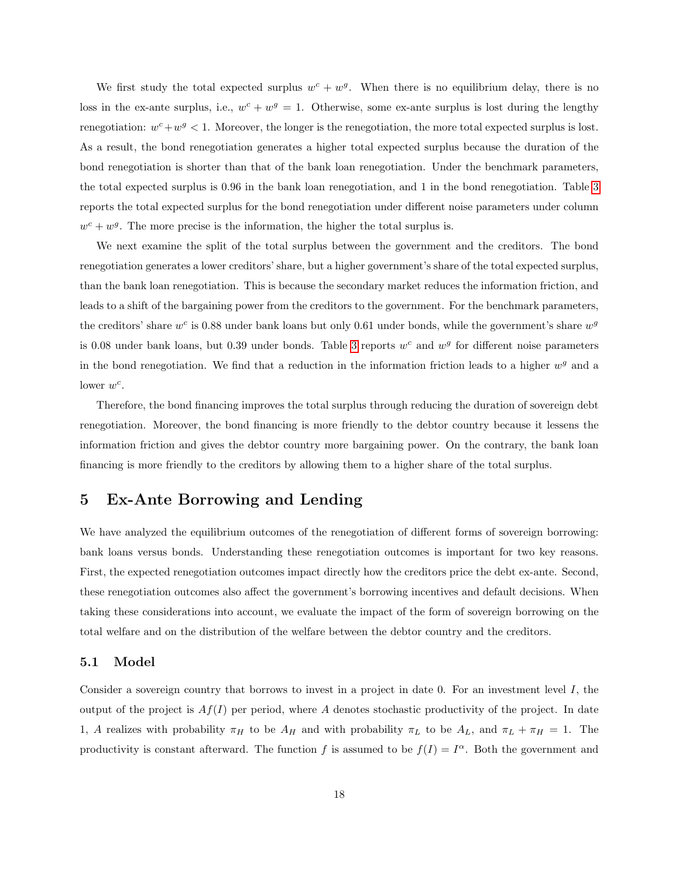We first study the total expected surplus $w^c + w^g$. When there is no equilibrium delay, there is no loss in the ex-ante surplus, i.e., $w^c + w^g = 1$. Otherwise, some ex-ante surplus is lost during the lengthy renegotiation: $w^c + w^g < 1$. Moreover, the longer is the renegotiation, the more total expected surplus is lost. As a result, the bond renegotiation generates a higher total expected surplus because the duration of the bond renegotiation is shorter than that of the bank loan renegotiation. Under the benchmark parameters, the total expected surplus is 0.96 in the bank loan renegotiation, and 1 in the bond renegotiation. Table 3 reports the total expected surplus for the bond renegotiation under different noise parameters under column $w^c + w^g$. The more precise is the information, the higher the total surplus is.

We next examine the split of the total surplus between the government and the creditors. The bond renegotiation generates a lower creditors' share, but a higher government's share of the total expected surplus, than the bank loan renegotiation. This is because the secondary market reduces the information friction, and leads to a shift of the bargaining power from the creditors to the government. For the benchmark parameters, the creditors' share $w^c$ is 0.88 under bank loans but only 0.61 under bonds, while the government's share $w^g$ is 0.08 under bank loans, but 0.39 under bonds. Table 3 reports $w^c$ and $w^g$ for different noise parameters in the bond renegotiation. We find that a reduction in the information friction leads to a higher $w^g$ and a lower $w^c$.

Therefore, the bond financing improves the total surplus through reducing the duration of sovereign debt renegotiation. Moreover, the bond financing is more friendly to the debtor country because it lessens the information friction and gives the debtor country more bargaining power. On the contrary, the bank loan financing is more friendly to the creditors by allowing them to a higher share of the total surplus.

## 5 Ex-Ante Borrowing and Lending

We have analyzed the equilibrium outcomes of the renegotiation of different forms of sovereign borrowing: bank loans versus bonds. Understanding these renegotiation outcomes is important for two key reasons. First, the expected renegotiation outcomes impact directly how the creditors price the debt ex-ante. Second, these renegotiation outcomes also affect the government's borrowing incentives and default decisions. When taking these considerations into account, we evaluate the impact of the form of sovereign borrowing on the total welfare and on the distribution of the welfare between the debtor country and the creditors.

### 5.1 Model

Consider a sovereign country that borrows to invest in a project in date 0. For an investment level $I$, the output of the project is $Af(I)$ per period, where $A$ denotes stochastic productivity of the project. In date 1, $A$ realizes with probability $\pi_H$ to be $A_H$ and with probability $\pi_L$ to be $A_L$, and $\pi_L + \pi_H = 1$. The productivity is constant afterward. The function $f$ is assumed to be $f(I) = I^\alpha$. Both the government and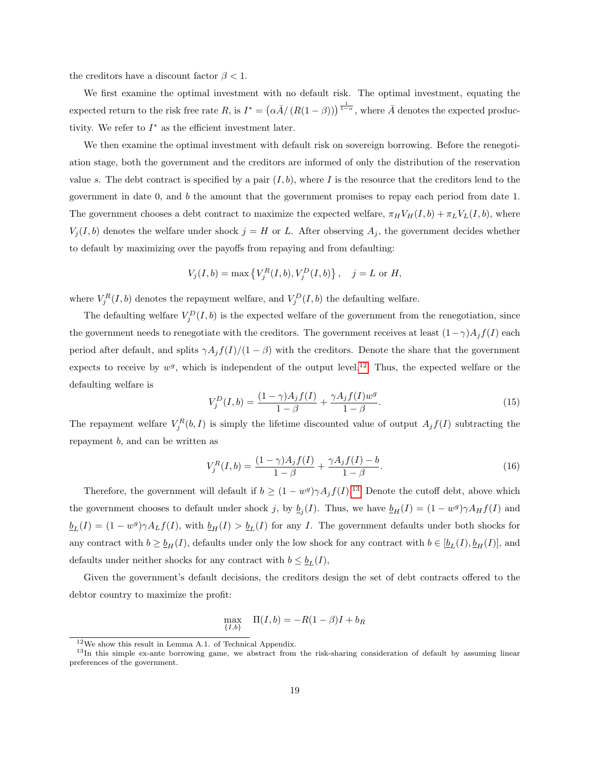the creditors have a discount factor $\beta < 1$.

We first examine the optimal investment with no default risk. The optimal investment, equating the expected return to the risk free rate $R$, is $I^* = \left(\alpha \bar{A} / \left(R(1-\beta)\right)\right)^{\frac{1}{1-\alpha}}$, where $\bar{A}$ denotes the expected productivity. We refer to $I^*$ as the efficient investment later.

We then examine the optimal investment with default risk on sovereign borrowing. Before the renegotiation stage, both the government and the creditors are informed of only the distribution of the reservation value $s$. The debt contract is specified by a pair $(I, b)$, where $I$ is the resource that the creditors lend to the government in date 0, and $b$ the amount that the government promises to repay each period from date 1. The government chooses a debt contract to maximize the expected welfare, $\pi_H V_H(I, b) + \pi_L V_L(I, b)$, where $V_j(I, b)$ denotes the welfare under shock $j = H$ or $L$. After observing $A_j$, the government decides whether to default by maximizing over the payoffs from repaying and from defaulting:

$$V_j(I, b) = \max\left\{V_j^R(I, b), V_j^D(I, b)\right\}, \quad j = L \text{ or } H,$$

where $V_j^R(I, b)$ denotes the repayment welfare, and $V_j^D(I, b)$ the defaulting welfare.

The defaulting welfare $V_j^D(I, b)$ is the expected welfare of the government from the renegotiation, since the government needs to renegotiate with the creditors. The government receives at least $(1-\gamma)A_j f(I)$ each period after default, and splits $\gamma A_j f(I)/(1-\beta)$ with the creditors. Denote the share that the government expects to receive by $w^g$, which is independent of the output level.[12] Thus, the expected welfare or the defaulting welfare is

$$V_j^D(I, b) = \frac{(1-\gamma)A_j f(I)}{1-\beta} + \frac{\gamma A_j f(I) w^g}{1-\beta}. \tag{15}$$

The repayment welfare $V_j^R(b, I)$ is simply the lifetime discounted value of output $A_j f(I)$ subtracting the repayment $b$, and can be written as

$$V_j^R(I, b) = \frac{(1-\gamma)A_j f(I)}{1-\beta} + \frac{\gamma A_j f(I) - b}{1-\beta}. \tag{16}$$

Therefore, the government will default if $b \geq (1-w^g)\gamma A_j f(I)$.[13] Denote the cutoff debt, above which the government chooses to default under shock $j$, by $\underline{b}_j(I)$. Thus, we have $\underline{b}_H(I) = (1-w^g)\gamma A_H f(I)$ and $\underline{b}_L(I) = (1-w^g)\gamma A_L f(I)$, with $\underline{b}_H(I) > \underline{b}_L(I)$ for any $I$. The government defaults under both shocks for any contract with $b \geq \underline{b}_H(I)$, defaults under only the low shock for any contract with $b \in [\underline{b}_L(I), \underline{b}_H(I)]$, and defaults under neither shocks for any contract with $b \leq \underline{b}_L(I)$,

Given the government's default decisions, the creditors design the set of debt contracts offered to the debtor country to maximize the profit:

$$\max_{\{I, b\}} \quad \Pi(I, b) = -R(1-\beta)I + b_R$$

[12] We show this result in Lemma A.1. of Technical Appendix.

[13] In this simple ex-ante borrowing game, we abstract from the risk-sharing consideration of default by assuming linear preferences of the government.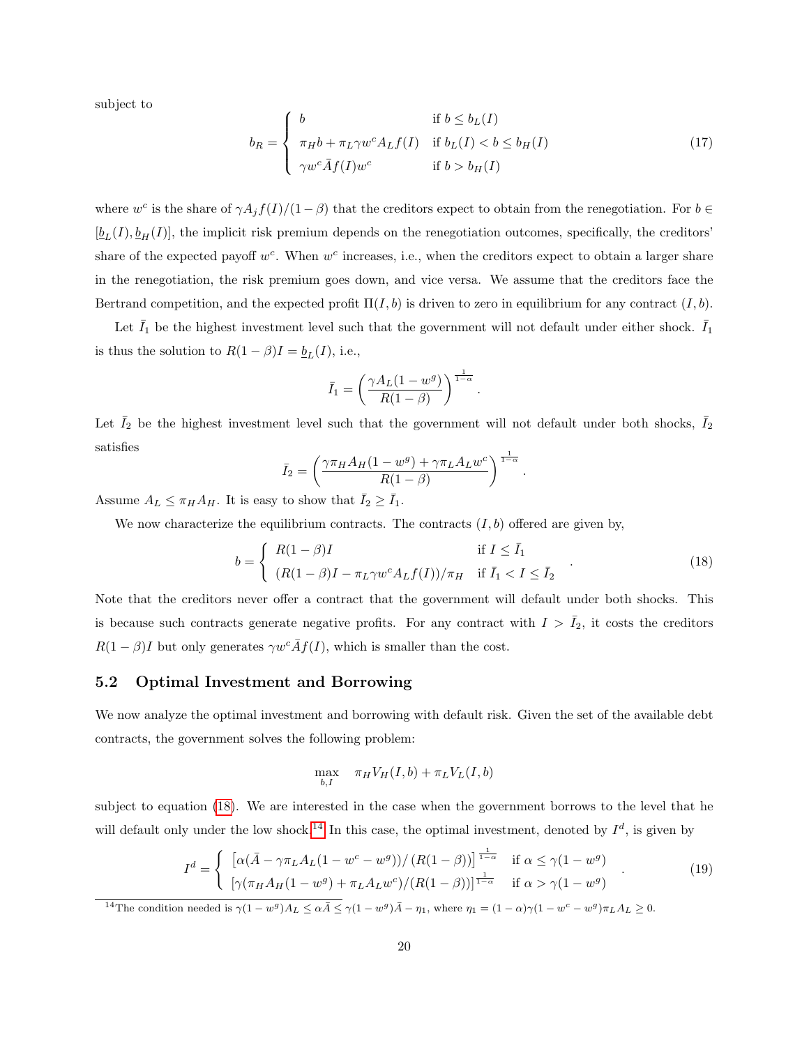subject to

$$
b_R = \begin{cases} b & \text{if } b \leq b_L(I) \\ \pi_H b + \pi_L \gamma w^c A_L f(I) & \text{if } b_L(I) < b \leq b_H(I) \\ \gamma w^c \bar{A} f(I) w^c & \text{if } b > b_H(I) \end{cases} \tag{17}
$$

where $w^c$ is the share of $\gamma A_j f(I)/(1-\beta)$ that the creditors expect to obtain from the renegotiation. For $b \in [\underline{b}_L(I), \underline{b}_H(I)]$, the implicit risk premium depends on the renegotiation outcomes, specifically, the creditors' share of the expected payoff $w^c$. When $w^c$ increases, i.e., when the creditors expect to obtain a larger share in the renegotiation, the risk premium goes down, and vice versa. We assume that the creditors face the Bertrand competition, and the expected profit $\Pi(I, b)$ is driven to zero in equilibrium for any contract $(I, b)$.

Let $\bar{I}_1$ be the highest investment level such that the government will not default under either shock. $\bar{I}_1$ is thus the solution to $R(1-\beta)I = \underline{b}_L(I)$, i.e.,

$$
\bar{I}_1 = \left( \frac{\gamma A_L (1 - w^g)}{R(1-\beta)} \right)^{\frac{1}{1-\alpha}}.
$$

Let $\bar{I}_2$ be the highest investment level such that the government will not default under both shocks, $\bar{I}_2$ satisfies

$$
\bar{I}_2 = \left( \frac{\gamma \pi_H A_H (1 - w^g) + \gamma \pi_L A_L w^c}{R(1-\beta)} \right)^{\frac{1}{1-\alpha}}.
$$

Assume $A_L \leq \pi_H A_H$. It is easy to show that $\bar{I}_2 \geq \bar{I}_1$.

We now characterize the equilibrium contracts. The contracts $(I, b)$ offered are given by,

$$
b = \begin{cases} R(1-\beta)I & \text{if } I \leq \bar{I}_1 \\ (R(1-\beta)I - \pi_L \gamma w^c A_L f(I))/\pi_H & \text{if } \bar{I}_1 < I \leq \bar{I}_2 \end{cases}. \tag{18}
$$

Note that the creditors never offer a contract that the government will default under both shocks. This is because such contracts generate negative profits. For any contract with $I > \bar{I}_2$, it costs the creditors $R(1-\beta)I$ but only generates $\gamma w^c \bar{A} f(I)$, which is smaller than the cost.

## 5.2 Optimal Investment and Borrowing

We now analyze the optimal investment and borrowing with default risk. Given the set of the available debt contracts, the government solves the following problem:

$$
\max_{b, I} \quad \pi_H V_H(I, b) + \pi_L V_L(I, b)
$$

subject to equation (18). We are interested in the case when the government borrows to the level that he will default only under the low shock.[14] In this case, the optimal investment, denoted by $I^d$, is given by

$$
I^d = \begin{cases} \left[ \alpha(\bar{A} - \gamma \pi_L A_L (1 - w^c - w^g)) / (R(1-\beta)) \right]^{\frac{1}{1-\alpha}} & \text{if } \alpha \leq \gamma(1 - w^g) \\ \left[ \gamma(\pi_H A_H (1 - w^g) + \pi_L A_L w^c) / (R(1-\beta)) \right]^{\frac{1}{1-\alpha}} & \text{if } \alpha > \gamma(1 - w^g) \end{cases}. \tag{19}
$$

[14] The condition needed is $\gamma(1 - w^g) A_L \leq \alpha \bar{A} \leq \gamma(1 - w^g) \bar{A} - \eta_1$, where $\eta_1 = (1-\alpha)\gamma(1 - w^c - w^g)\pi_L A_L \geq 0$.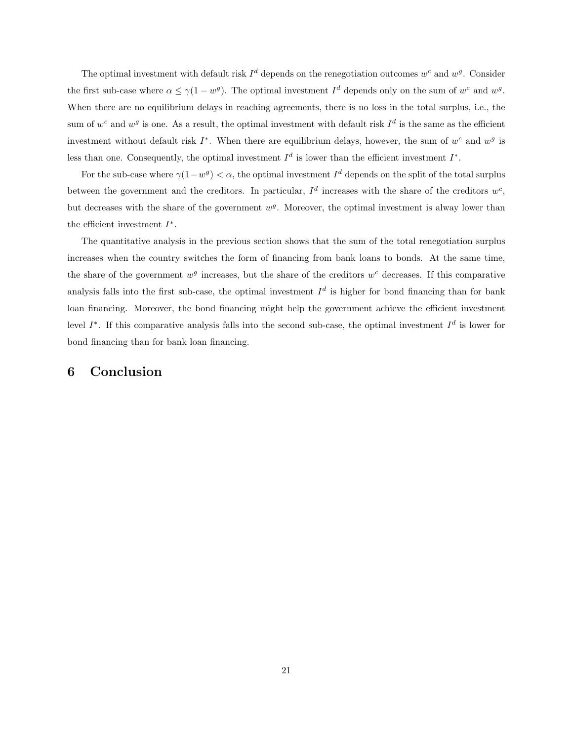The optimal investment with default risk $I^d$ depends on the renegotiation outcomes $w^c$ and $w^g$. Consider the first sub-case where $\alpha \leq \gamma(1 - w^g)$. The optimal investment $I^d$ depends only on the sum of $w^c$ and $w^g$. When there are no equilibrium delays in reaching agreements, there is no loss in the total surplus, i.e., the sum of $w^c$ and $w^g$ is one. As a result, the optimal investment with default risk $I^d$ is the same as the efficient investment without default risk $I^*$. When there are equilibrium delays, however, the sum of $w^c$ and $w^g$ is less than one. Consequently, the optimal investment $I^d$ is lower than the efficient investment $I^*$.

For the sub-case where $\gamma(1-w^g) < \alpha$, the optimal investment $I^d$ depends on the split of the total surplus between the government and the creditors. In particular, $I^d$ increases with the share of the creditors $w^c$, but decreases with the share of the government $w^g$. Moreover, the optimal investment is alway lower than the efficient investment $I^*$.

The quantitative analysis in the previous section shows that the sum of the total renegotiation surplus increases when the country switches the form of financing from bank loans to bonds. At the same time, the share of the government $w^g$ increases, but the share of the creditors $w^c$ decreases. If this comparative analysis falls into the first sub-case, the optimal investment $I^d$ is higher for bond financing than for bank loan financing. Moreover, the bond financing might help the government achieve the efficient investment level $I^*$. If this comparative analysis falls into the second sub-case, the optimal investment $I^d$ is lower for bond financing than for bank loan financing.

# 6 Conclusion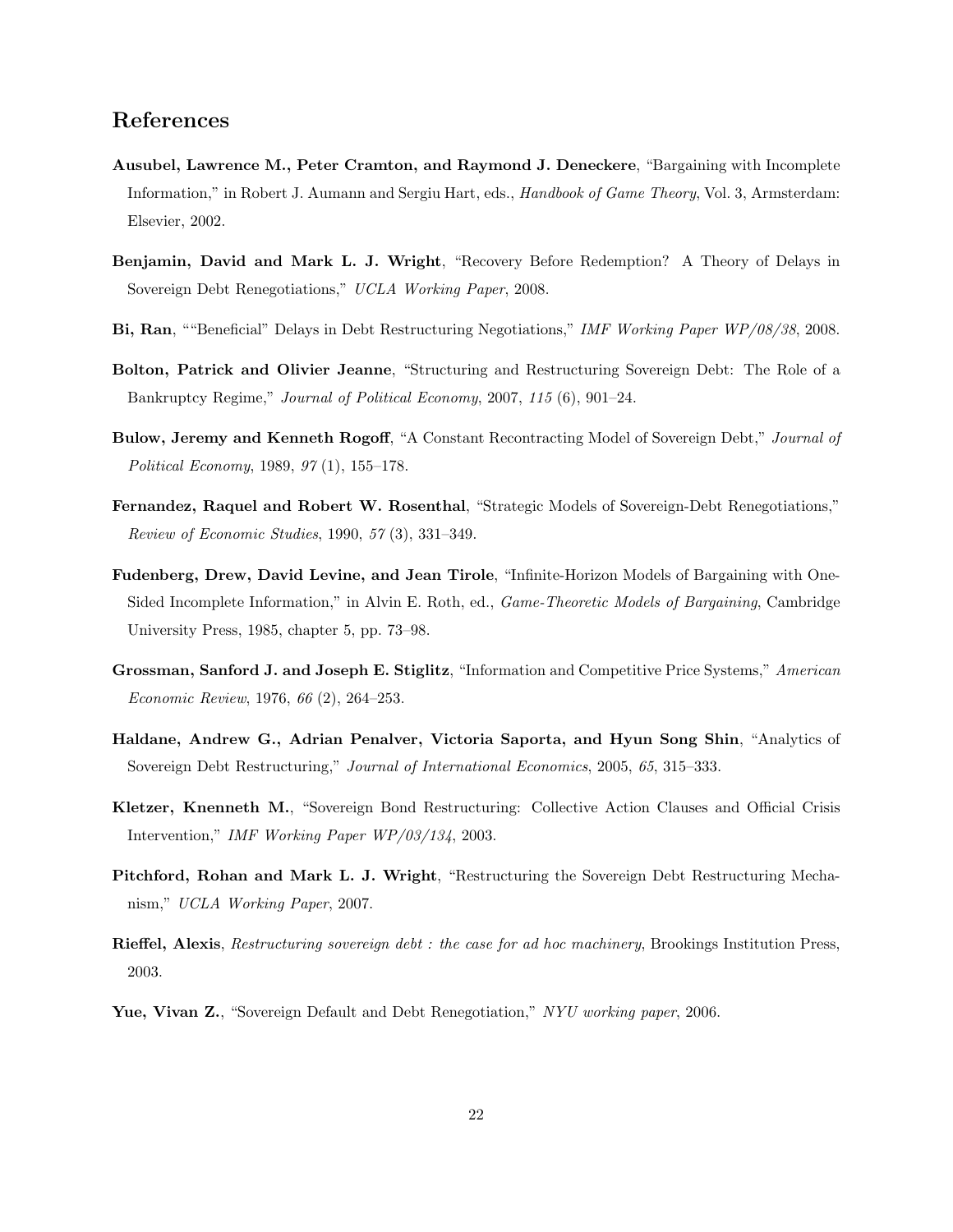## References

**Ausubel, Lawrence M., Peter Cramton, and Raymond J. Deneckere**, "Bargaining with Incomplete Information," in Robert J. Aumann and Sergiu Hart, eds., *Handbook of Game Theory*, Vol. 3, Armsterdam: Elsevier, 2002.

**Benjamin, David and Mark L. J. Wright**, "Recovery Before Redemption? A Theory of Delays in Sovereign Debt Renegotiations," *UCLA Working Paper*, 2008.

**Bi, Ran**, ""Beneficial" Delays in Debt Restructuring Negotiations," *IMF Working Paper WP/08/38*, 2008.

**Bolton, Patrick and Olivier Jeanne**, "Structuring and Restructuring Sovereign Debt: The Role of a Bankruptcy Regime," *Journal of Political Economy*, 2007, *115* (6), 901–24.

**Bulow, Jeremy and Kenneth Rogoff**, "A Constant Recontracting Model of Sovereign Debt," *Journal of Political Economy*, 1989, *97* (1), 155–178.

**Fernandez, Raquel and Robert W. Rosenthal**, "Strategic Models of Sovereign-Debt Renegotiations," *Review of Economic Studies*, 1990, *57* (3), 331–349.

**Fudenberg, Drew, David Levine, and Jean Tirole**, "Infinite-Horizon Models of Bargaining with One-Sided Incomplete Information," in Alvin E. Roth, ed., *Game-Theoretic Models of Bargaining*, Cambridge University Press, 1985, chapter 5, pp. 73–98.

**Grossman, Sanford J. and Joseph E. Stiglitz**, "Information and Competitive Price Systems," *American Economic Review*, 1976, *66* (2), 264–253.

**Haldane, Andrew G., Adrian Penalver, Victoria Saporta, and Hyun Song Shin**, "Analytics of Sovereign Debt Restructuring," *Journal of International Economics*, 2005, *65*, 315–333.

**Kletzer, Knenneth M.**, "Sovereign Bond Restructuring: Collective Action Clauses and Official Crisis Intervention," *IMF Working Paper WP/03/134*, 2003.

**Pitchford, Rohan and Mark L. J. Wright**, "Restructuring the Sovereign Debt Restructuring Mechanism," *UCLA Working Paper*, 2007.

**Rieffel, Alexis**, *Restructuring sovereign debt : the case for ad hoc machinery*, Brookings Institution Press, 2003.

**Yue, Vivan Z.**, "Sovereign Default and Debt Renegotiation," *NYU working paper*, 2006.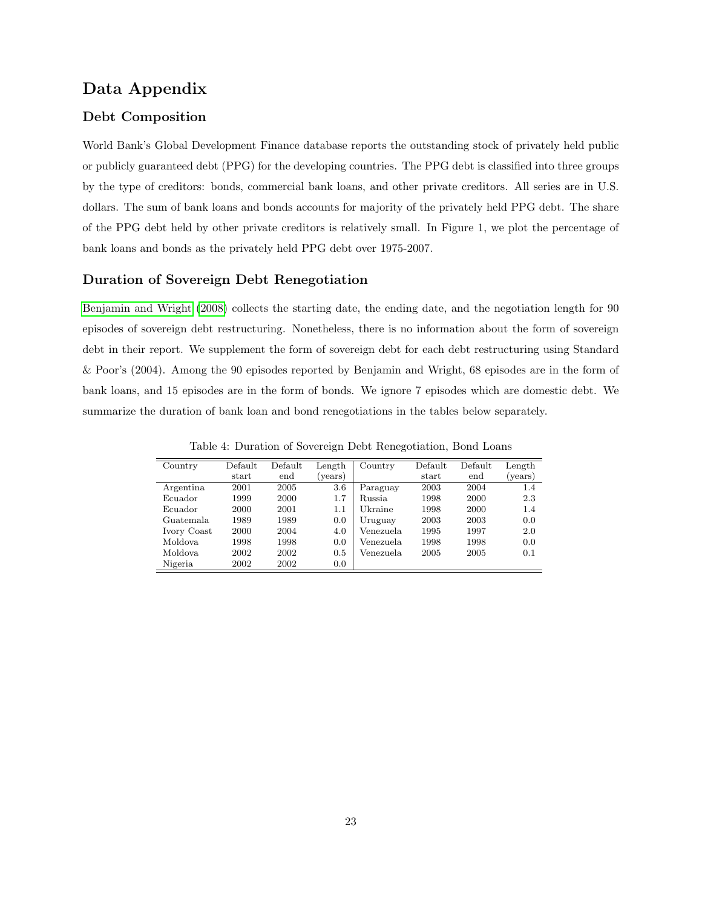# Data Appendix

## Debt Composition

World Bank's Global Development Finance database reports the outstanding stock of privately held public or publicly guaranteed debt (PPG) for the developing countries. The PPG debt is classified into three groups by the type of creditors: bonds, commercial bank loans, and other private creditors. All series are in U.S. dollars. The sum of bank loans and bonds accounts for majority of the privately held PPG debt. The share of the PPG debt held by other private creditors is relatively small. In Figure 1, we plot the percentage of bank loans and bonds as the privately held PPG debt over 1975-2007.

## Duration of Sovereign Debt Renegotiation

Benjamin and Wright (2008) collects the starting date, the ending date, and the negotiation length for 90 episodes of sovereign debt restructuring. Nonetheless, there is no information about the form of sovereign debt in their report. We supplement the form of sovereign debt for each debt restructuring using Standard & Poor's (2004). Among the 90 episodes reported by Benjamin and Wright, 68 episodes are in the form of bank loans, and 15 episodes are in the form of bonds. We ignore 7 episodes which are domestic debt. We summarize the duration of bank loan and bond renegotiations in the tables below separately.

Table 4: Duration of Sovereign Debt Renegotiation, Bond Loans

| Country | Default start | Default end | Length (years) | Country | Default start | Default end | Length (years) |
|---|---|---|---|---|---|---|---|
| Argentina | 2001 | 2005 | 3.6 | Paraguay | 2003 | 2004 | 1.4 |
| Ecuador | 1999 | 2000 | 1.7 | Russia | 1998 | 2000 | 2.3 |
| Ecuador | 2000 | 2001 | 1.1 | Ukraine | 1998 | 2000 | 1.4 |
| Guatemala | 1989 | 1989 | 0.0 | Uruguay | 2003 | 2003 | 0.0 |
| Ivory Coast | 2000 | 2004 | 4.0 | Venezuela | 1995 | 1997 | 2.0 |
| Moldova | 1998 | 1998 | 0.0 | Venezuela | 1998 | 1998 | 0.0 |
| Moldova | 2002 | 2002 | 0.5 | Venezuela | 2005 | 2005 | 0.1 |
| Nigeria | 2002 | 2002 | 0.0 | | | | |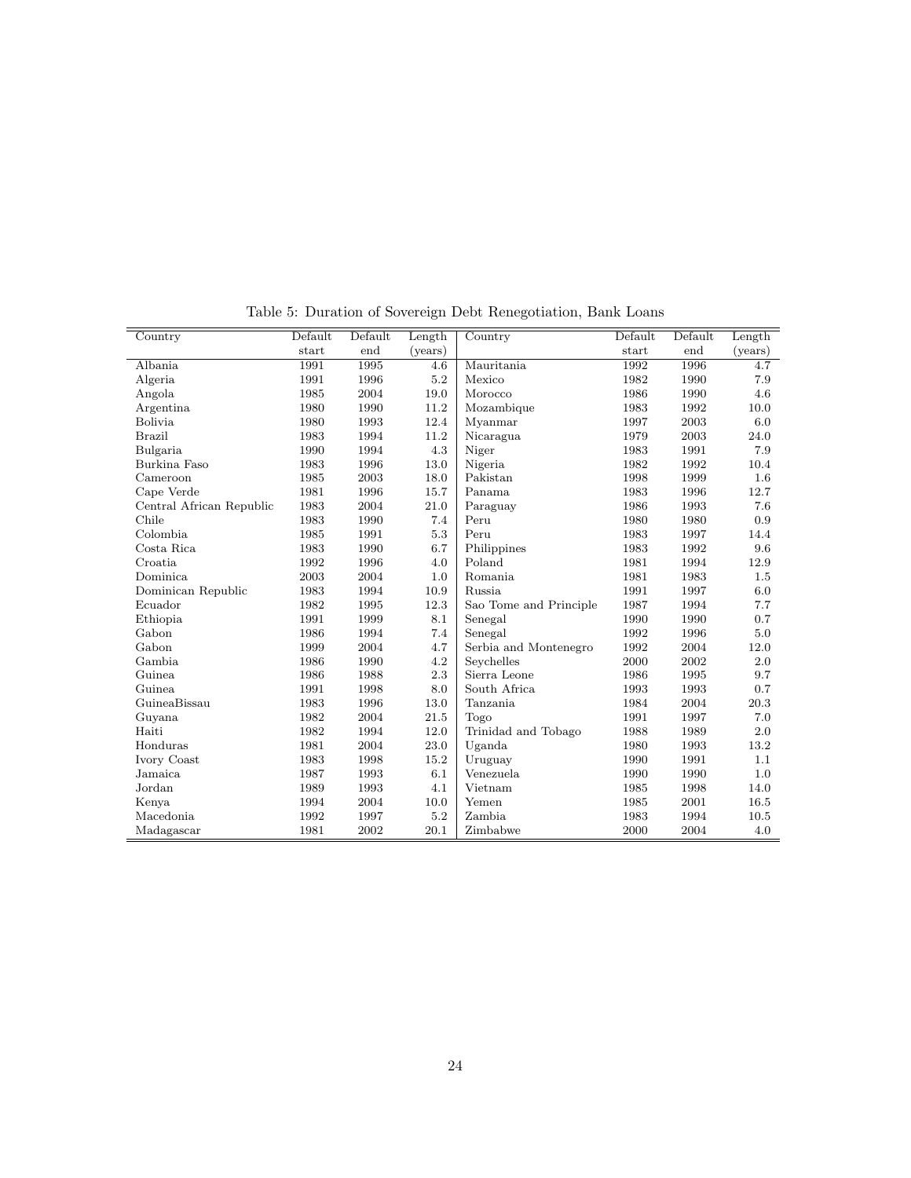Table 5: Duration of Sovereign Debt Renegotiation, Bank Loans

| Country | Default start | Default end | Length (years) | Country | Default start | Default end | Length (years) |
|---|---|---|---|---|---|---|---|
| Albania | 1991 | 1995 | 4.6 | Mauritania | 1992 | 1996 | 4.7 |
| Algeria | 1991 | 1996 | 5.2 | Mexico | 1982 | 1990 | 7.9 |
| Angola | 1985 | 2004 | 19.0 | Morocco | 1986 | 1990 | 4.6 |
| Argentina | 1980 | 1990 | 11.2 | Mozambique | 1983 | 1992 | 10.0 |
| Bolivia | 1980 | 1993 | 12.4 | Myanmar | 1997 | 2003 | 6.0 |
| Brazil | 1983 | 1994 | 11.2 | Nicaragua | 1979 | 2003 | 24.0 |
| Bulgaria | 1990 | 1994 | 4.3 | Niger | 1983 | 1991 | 7.9 |
| Burkina Faso | 1983 | 1996 | 13.0 | Nigeria | 1982 | 1992 | 10.4 |
| Cameroon | 1985 | 2003 | 18.0 | Pakistan | 1998 | 1999 | 1.6 |
| Cape Verde | 1981 | 1996 | 15.7 | Panama | 1983 | 1996 | 12.7 |
| Central African Republic | 1983 | 2004 | 21.0 | Paraguay | 1986 | 1993 | 7.6 |
| Chile | 1983 | 1990 | 7.4 | Peru | 1980 | 1980 | 0.9 |
| Colombia | 1985 | 1991 | 5.3 | Peru | 1983 | 1997 | 14.4 |
| Costa Rica | 1983 | 1990 | 6.7 | Philippines | 1983 | 1992 | 9.6 |
| Croatia | 1992 | 1996 | 4.0 | Poland | 1981 | 1994 | 12.9 |
| Dominica | 2003 | 2004 | 1.0 | Romania | 1981 | 1983 | 1.5 |
| Dominican Republic | 1983 | 1994 | 10.9 | Russia | 1991 | 1997 | 6.0 |
| Ecuador | 1982 | 1995 | 12.3 | Sao Tome and Principle | 1987 | 1994 | 7.7 |
| Ethiopia | 1991 | 1999 | 8.1 | Senegal | 1990 | 1990 | 0.7 |
| Gabon | 1986 | 1994 | 7.4 | Senegal | 1992 | 1996 | 5.0 |
| Gabon | 1999 | 2004 | 4.7 | Serbia and Montenegro | 1992 | 2004 | 12.0 |
| Gambia | 1986 | 1990 | 4.2 | Seychelles | 2000 | 2002 | 2.0 |
| Guinea | 1986 | 1988 | 2.3 | Sierra Leone | 1986 | 1995 | 9.7 |
| Guinea | 1991 | 1998 | 8.0 | South Africa | 1993 | 1993 | 0.7 |
| GuineaBissau | 1983 | 1996 | 13.0 | Tanzania | 1984 | 2004 | 20.3 |
| Guyana | 1982 | 2004 | 21.5 | Togo | 1991 | 1997 | 7.0 |
| Haiti | 1982 | 1994 | 12.0 | Trinidad and Tobago | 1988 | 1989 | 2.0 |
| Honduras | 1981 | 2004 | 23.0 | Uganda | 1980 | 1993 | 13.2 |
| Ivory Coast | 1983 | 1998 | 15.2 | Uruguay | 1990 | 1991 | 1.1 |
| Jamaica | 1987 | 1993 | 6.1 | Venezuela | 1990 | 1990 | 1.0 |
| Jordan | 1989 | 1993 | 4.1 | Vietnam | 1985 | 1998 | 14.0 |
| Kenya | 1994 | 2004 | 10.0 | Yemen | 1985 | 2001 | 16.5 |
| Macedonia | 1992 | 1997 | 5.2 | Zambia | 1983 | 1994 | 10.5 |
| Madagascar | 1981 | 2002 | 20.1 | Zimbabwe | 2000 | 2004 | 4.0 |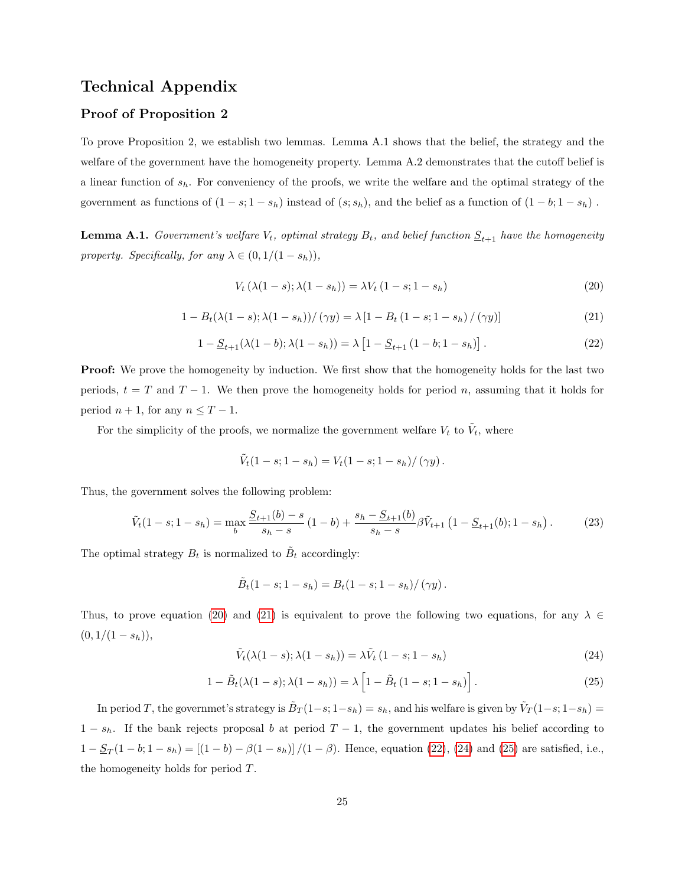## Technical Appendix

### Proof of Proposition 2

To prove Proposition 2, we establish two lemmas. Lemma A.1 shows that the belief, the strategy and the welfare of the government have the homogeneity property. Lemma A.2 demonstrates that the cutoff belief is a linear function of $s_h$. For conveniency of the proofs, we write the welfare and the optimal strategy of the government as functions of $(1-s; 1-s_h)$ instead of $(s; s_h)$, and the belief as a function of $(1-b; 1-s_h)$ .

**Lemma A.1.** *Government's welfare $V_t$, optimal strategy $B_t$, and belief function $\underline{S}_{t+1}$ have the homogeneity property. Specifically, for any $\lambda \in (0, 1/(1-s_h))$,*

$$V_t\left(\lambda(1-s); \lambda(1-s_h)\right) = \lambda V_t\left(1-s; 1-s_h\right) \tag{20}$$

$$1 - B_t(\lambda(1-s); \lambda(1-s_h))/\left(\gamma y\right) = \lambda\left[1 - B_t\left(1-s; 1-s_h\right)/\left(\gamma y\right)\right] \tag{21}$$

$$1 - \underline{S}_{t+1}(\lambda(1-b); \lambda(1-s_h)) = \lambda\left[1 - \underline{S}_{t+1}\left(1-b; 1-s_h\right)\right]. \tag{22}$$

**Proof:** We prove the homogeneity by induction. We first show that the homogeneity holds for the last two periods, $t = T$ and $T-1$. We then prove the homogeneity holds for period $n$, assuming that it holds for period $n+1$, for any $n \leq T-1$.

For the simplicity of the proofs, we normalize the government welfare $V_t$ to $\tilde{V}_t$, where

$$\tilde{V}_t(1-s; 1-s_h) = V_t(1-s; 1-s_h)/\left(\gamma y\right).$$

Thus, the government solves the following problem:

$$\tilde{V}_t(1-s; 1-s_h) = \max_b \frac{\underline{S}_{t+1}(b) - s}{s_h - s}\left(1-b\right) + \frac{s_h - \underline{S}_{t+1}(b)}{s_h - s}\beta\tilde{V}_{t+1}\left(1 - \underline{S}_{t+1}(b); 1-s_h\right). \tag{23}$$

The optimal strategy $B_t$ is normalized to $\tilde{B}_t$ accordingly:

$$\tilde{B}_t(1-s; 1-s_h) = B_t(1-s; 1-s_h)/\left(\gamma y\right).$$

Thus, to prove equation (20) and (21) is equivalent to prove the following two equations, for any $\lambda \in (0, 1/(1-s_h))$,

$$\tilde{V}_t(\lambda(1-s); \lambda(1-s_h)) = \lambda\tilde{V}_t\left(1-s; 1-s_h\right) \tag{24}$$

$$1 - \tilde{B}_t(\lambda(1-s); \lambda(1-s_h)) = \lambda\left[1 - \tilde{B}_t\left(1-s; 1-s_h\right)\right]. \tag{25}$$

In period $T$, the governmet's strategy is $\tilde{B}_T(1-s; 1-s_h) = s_h$, and his welfare is given by $\tilde{V}_T(1-s; 1-s_h) = 1 - s_h$. If the bank rejects proposal $b$ at period $T-1$, the government updates his belief according to $1 - \underline{S}_T(1-b; 1-s_h) = \left[(1-b) - \beta(1-s_h)\right]/(1-\beta)$. Hence, equation (22), (24) and (25) are satisfied, i.e., the homogeneity holds for period $T$.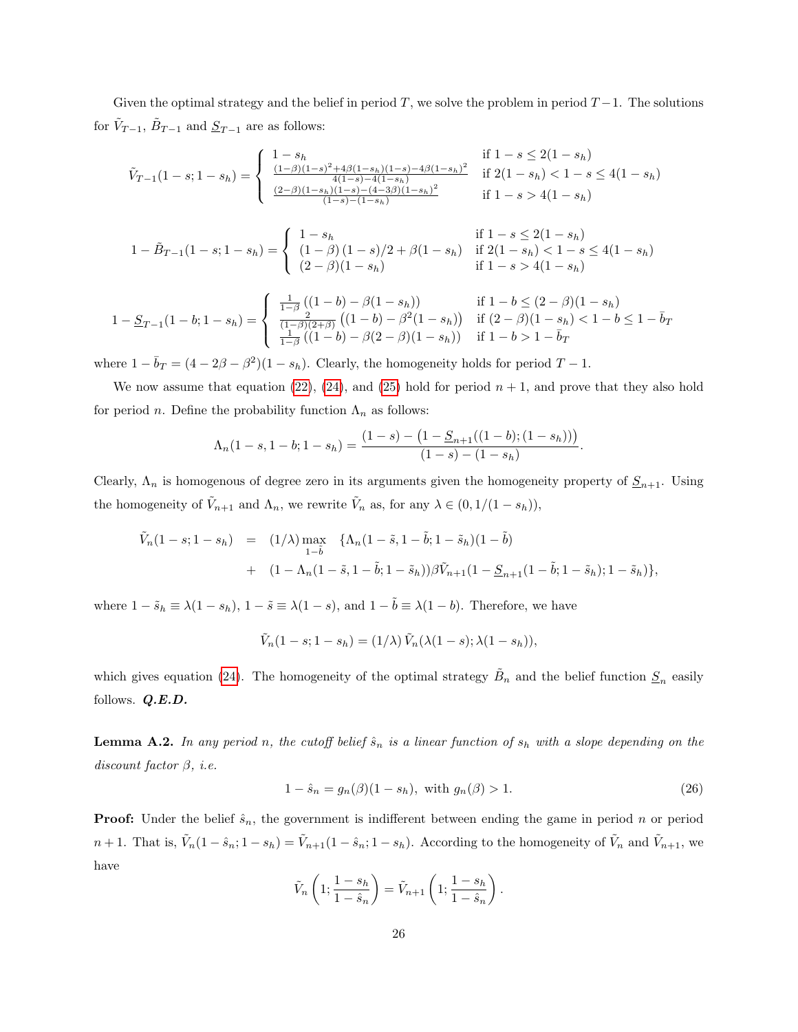Given the optimal strategy and the belief in period $T$, we solve the problem in period $T-1$. The solutions for $\tilde{V}_{T-1}$, $\tilde{B}_{T-1}$ and $\underline{S}_{T-1}$ are as follows:

$$\tilde{V}_{T-1}(1-s;1-s_h) = \begin{cases} 1-s_h & \text{if } 1-s \leq 2(1-s_h) \\ \frac{(1-\beta)(1-s)^2+4\beta(1-s_h)(1-s)-4\beta(1-s_h)^2}{4(1-s)-4(1-s_h)} & \text{if } 2(1-s_h) < 1-s \leq 4(1-s_h) \\ \frac{(2-\beta)(1-s_h)(1-s)-(4-3\beta)(1-s_h)^2}{(1-s)-(1-s_h)} & \text{if } 1-s > 4(1-s_h) \end{cases}$$

$$1-\tilde{B}_{T-1}(1-s;1-s_h) = \begin{cases} 1-s_h & \text{if } 1-s \leq 2(1-s_h) \\ (1-\beta)(1-s)/2+\beta(1-s_h) & \text{if } 2(1-s_h) < 1-s \leq 4(1-s_h) \\ (2-\beta)(1-s_h) & \text{if } 1-s > 4(1-s_h) \end{cases}$$

$$1-\underline{S}_{T-1}(1-b;1-s_h) = \begin{cases} \frac{1}{1-\beta}\left((1-b)-\beta(1-s_h)\right) & \text{if } 1-b \leq (2-\beta)(1-s_h) \\ \frac{2}{(1-\beta)(2+\beta)}\left((1-b)-\beta^2(1-s_h)\right) & \text{if } (2-\beta)(1-s_h) < 1-b \leq 1-\bar{b}_T \\ \frac{1}{1-\beta}\left((1-b)-\beta(2-\beta)(1-s_h)\right) & \text{if } 1-b > 1-\bar{b}_T \end{cases}$$

where $1-\bar{b}_T = (4-2\beta-\beta^2)(1-s_h)$. Clearly, the homogeneity holds for period $T-1$.

We now assume that equation (22), (24), and (25) hold for period $n+1$, and prove that they also hold for period $n$. Define the probability function $\Lambda_n$ as follows:

$$\Lambda_n(1-s,1-b;1-s_h) = \frac{(1-s)-\left(1-\underline{S}_{n+1}((1-b);(1-s_h))\right)}{(1-s)-(1-s_h)}.$$

Clearly, $\Lambda_n$ is homogenous of degree zero in its arguments given the homogeneity property of $\underline{S}_{n+1}$. Using the homogeneity of $\tilde{V}_{n+1}$ and $\Lambda_n$, we rewrite $\tilde{V}_n$ as, for any $\lambda \in (0, 1/(1-s_h))$,

$$\begin{aligned} \tilde{V}_n(1-s;1-s_h) &= (1/\lambda)\max_{1-\tilde{b}} \quad \{\Lambda_n(1-\tilde{s},1-\tilde{b};1-\tilde{s}_h)(1-\tilde{b}) \\ &+ \quad (1-\Lambda_n(1-\tilde{s},1-\tilde{b};1-\tilde{s}_h))\beta\tilde{V}_{n+1}(1-\underline{S}_{n+1}(1-\tilde{b};1-\tilde{s}_h);1-\tilde{s}_h)\}, \end{aligned}$$

where $1-\tilde{s}_h \equiv \lambda(1-s_h)$, $1-\tilde{s} \equiv \lambda(1-s)$, and $1-\tilde{b} \equiv \lambda(1-b)$. Therefore, we have

$$\tilde{V}_n(1-s;1-s_h) = (1/\lambda)\,\tilde{V}_n(\lambda(1-s);\lambda(1-s_h)),$$

which gives equation (24). The homogeneity of the optimal strategy $\tilde{B}_n$ and the belief function $\underline{S}_n$ easily follows. ***Q.E.D.***

**Lemma A.2.** *In any period $n$, the cutoff belief $\hat{s}_n$ is a linear function of $s_h$ with a slope depending on the discount factor $\beta$, i.e.*

$$1-\hat{s}_n = g_n(\beta)(1-s_h), \text{ with } g_n(\beta) > 1. \tag{26}$$

**Proof:** Under the belief $\hat{s}_n$, the government is indifferent between ending the game in period $n$ or period $n+1$. That is, $\tilde{V}_n(1-\hat{s}_n;1-s_h) = \tilde{V}_{n+1}(1-\hat{s}_n;1-s_h)$. According to the homogeneity of $\tilde{V}_n$ and $\tilde{V}_{n+1}$, we have

$$\tilde{V}_n\left(1;\frac{1-s_h}{1-\hat{s}_n}\right) = \tilde{V}_{n+1}\left(1;\frac{1-s_h}{1-\hat{s}_n}\right).$$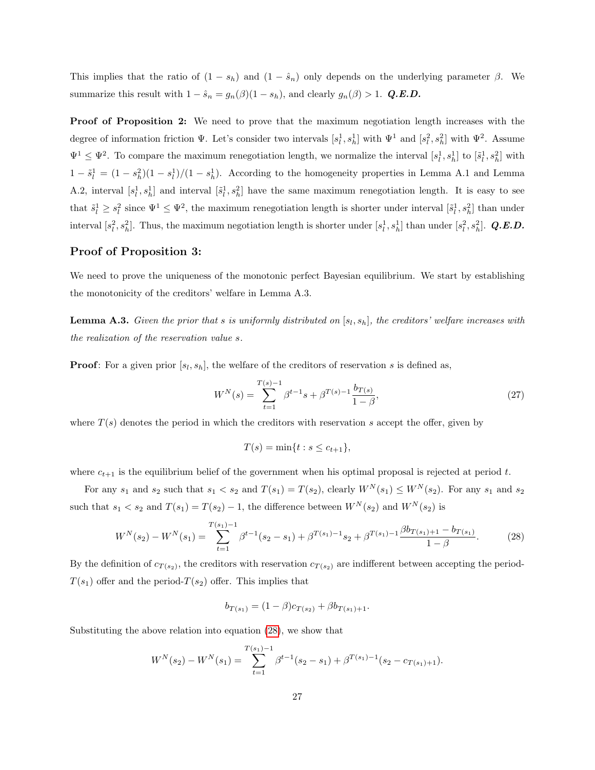This implies that the ratio of $(1 - s_h)$ and $(1 - \hat{s}_n)$ only depends on the underlying parameter $\beta$. We summarize this result with $1 - \hat{s}_n = g_n(\beta)(1 - s_h)$, and clearly $g_n(\beta) > 1$. ***Q.E.D.***

**Proof of Proposition 2:** We need to prove that the maximum negotiation length increases with the degree of information friction $\Psi$. Let's consider two intervals $[s_l^1, s_h^1]$ with $\Psi^1$ and $[s_l^2, s_h^2]$ with $\Psi^2$. Assume $\Psi^1 \leq \Psi^2$. To compare the maximum renegotiation length, we normalize the interval $[s_l^1, s_h^1]$ to $[\tilde{s}_l^1, s_h^2]$ with $1 - \tilde{s}_l^1 = (1 - s_h^2)(1 - s_l^1)/(1 - s_h^1)$. According to the homogeneity properties in Lemma A.1 and Lemma A.2, interval $[s_l^1, s_h^1]$ and interval $[\tilde{s}_l^1, s_h^2]$ have the same maximum renegotiation length. It is easy to see that $\tilde{s}_l^1 \geq s_l^2$ since $\Psi^1 \leq \Psi^2$, the maximum renegotiation length is shorter under interval $[\tilde{s}_l^1, s_h^2]$ than under interval $[s_l^2, s_h^2]$. Thus, the maximum negotiation length is shorter under $[s_l^1, s_h^1]$ than under $[s_l^2, s_h^2]$. ***Q.E.D.***

## Proof of Proposition 3:

We need to prove the uniqueness of the monotonic perfect Bayesian equilibrium. We start by establishing the monotonicity of the creditors' welfare in Lemma A.3.

**Lemma A.3.** *Given the prior that $s$ is uniformly distributed on $[s_l, s_h]$, the creditors' welfare increases with the realization of the reservation value $s$.*

**Proof**: For a given prior $[s_l, s_h]$, the welfare of the creditors of reservation $s$ is defined as,

$$W^N(s) = \sum_{t=1}^{T(s)-1} \beta^{t-1} s + \beta^{T(s)-1} \frac{b_{T(s)}}{1-\beta}, \tag{27}$$

where $T(s)$ denotes the period in which the creditors with reservation $s$ accept the offer, given by

$$T(s) = \min\{t : s \leq c_{t+1}\},$$

where $c_{t+1}$ is the equilibrium belief of the government when his optimal proposal is rejected at period $t$.

For any $s_1$ and $s_2$ such that $s_1 < s_2$ and $T(s_1) = T(s_2)$, clearly $W^N(s_1) \leq W^N(s_2)$. For any $s_1$ and $s_2$ such that $s_1 < s_2$ and $T(s_1) = T(s_2) - 1$, the difference between $W^N(s_2)$ and $W^N(s_2)$ is

$$W^N(s_2) - W^N(s_1) = \sum_{t=1}^{T(s_1)-1} \beta^{t-1}(s_2 - s_1) + \beta^{T(s_1)-1} s_2 + \beta^{T(s_1)-1} \frac{\beta b_{T(s_1)+1} - b_{T(s_1)}}{1-\beta}. \tag{28}$$

By the definition of $c_{T(s_2)}$, the creditors with reservation $c_{T(s_2)}$ are indifferent between accepting the period-$T(s_1)$ offer and the period-$T(s_2)$ offer. This implies that

$$b_{T(s_1)} = (1-\beta) c_{T(s_2)} + \beta b_{T(s_1)+1}.$$

Substituting the above relation into equation (28), we show that

$$W^N(s_2) - W^N(s_1) = \sum_{t=1}^{T(s_1)-1} \beta^{t-1}(s_2 - s_1) + \beta^{T(s_1)-1}(s_2 - c_{T(s_1)+1}).$$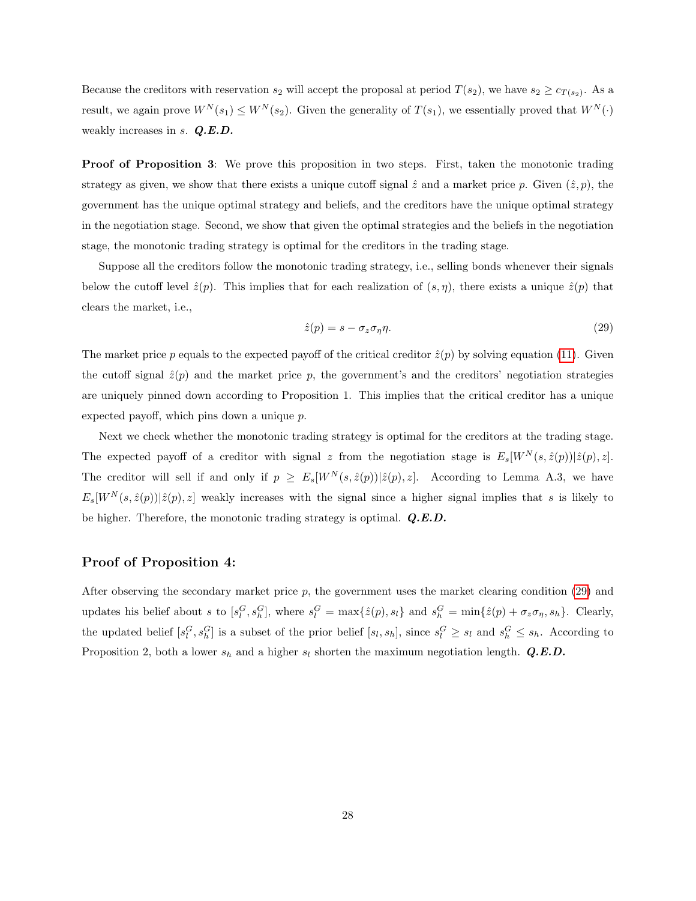Because the creditors with reservation $s_2$ will accept the proposal at period $T(s_2)$, we have $s_2 \geq c_{T(s_2)}$. As a result, we again prove $W^N(s_1) \leq W^N(s_2)$. Given the generality of $T(s_1)$, we essentially proved that $W^N(\cdot)$ weakly increases in $s$. ***Q.E.D.***

**Proof of Proposition 3**: We prove this proposition in two steps. First, taken the monotonic trading strategy as given, we show that there exists a unique cutoff signal $\hat{z}$ and a market price $p$. Given $(\hat{z}, p)$, the government has the unique optimal strategy and beliefs, and the creditors have the unique optimal strategy in the negotiation stage. Second, we show that given the optimal strategies and the beliefs in the negotiation stage, the monotonic trading strategy is optimal for the creditors in the trading stage.

Suppose all the creditors follow the monotonic trading strategy, i.e., selling bonds whenever their signals below the cutoff level $\hat{z}(p)$. This implies that for each realization of $(s, \eta)$, there exists a unique $\hat{z}(p)$ that clears the market, i.e.,

$$\hat{z}(p) = s - \sigma_z \sigma_\eta \eta. \tag{29}$$

The market price $p$ equals to the expected payoff of the critical creditor $\hat{z}(p)$ by solving equation (11). Given the cutoff signal $\hat{z}(p)$ and the market price $p$, the government's and the creditors' negotiation strategies are uniquely pinned down according to Proposition 1. This implies that the critical creditor has a unique expected payoff, which pins down a unique $p$.

Next we check whether the monotonic trading strategy is optimal for the creditors at the trading stage. The expected payoff of a creditor with signal $z$ from the negotiation stage is $E_s[W^N(s, \hat{z}(p))|\hat{z}(p), z]$. The creditor will sell if and only if $p \geq E_s[W^N(s, \hat{z}(p))|\hat{z}(p), z]$. According to Lemma A.3, we have $E_s[W^N(s, \hat{z}(p))|\hat{z}(p), z]$ weakly increases with the signal since a higher signal implies that $s$ is likely to be higher. Therefore, the monotonic trading strategy is optimal. ***Q.E.D.***

### Proof of Proposition 4:

After observing the secondary market price $p$, the government uses the market clearing condition (29) and updates his belief about $s$ to $[s_l^G, s_h^G]$, where $s_l^G = \max\{\hat{z}(p), s_l\}$ and $s_h^G = \min\{\hat{z}(p) + \sigma_z \sigma_\eta, s_h\}$. Clearly, the updated belief $[s_l^G, s_h^G]$ is a subset of the prior belief $[s_l, s_h]$, since $s_l^G \geq s_l$ and $s_h^G \leq s_h$. According to Proposition 2, both a lower $s_h$ and a higher $s_l$ shorten the maximum negotiation length. ***Q.E.D.***